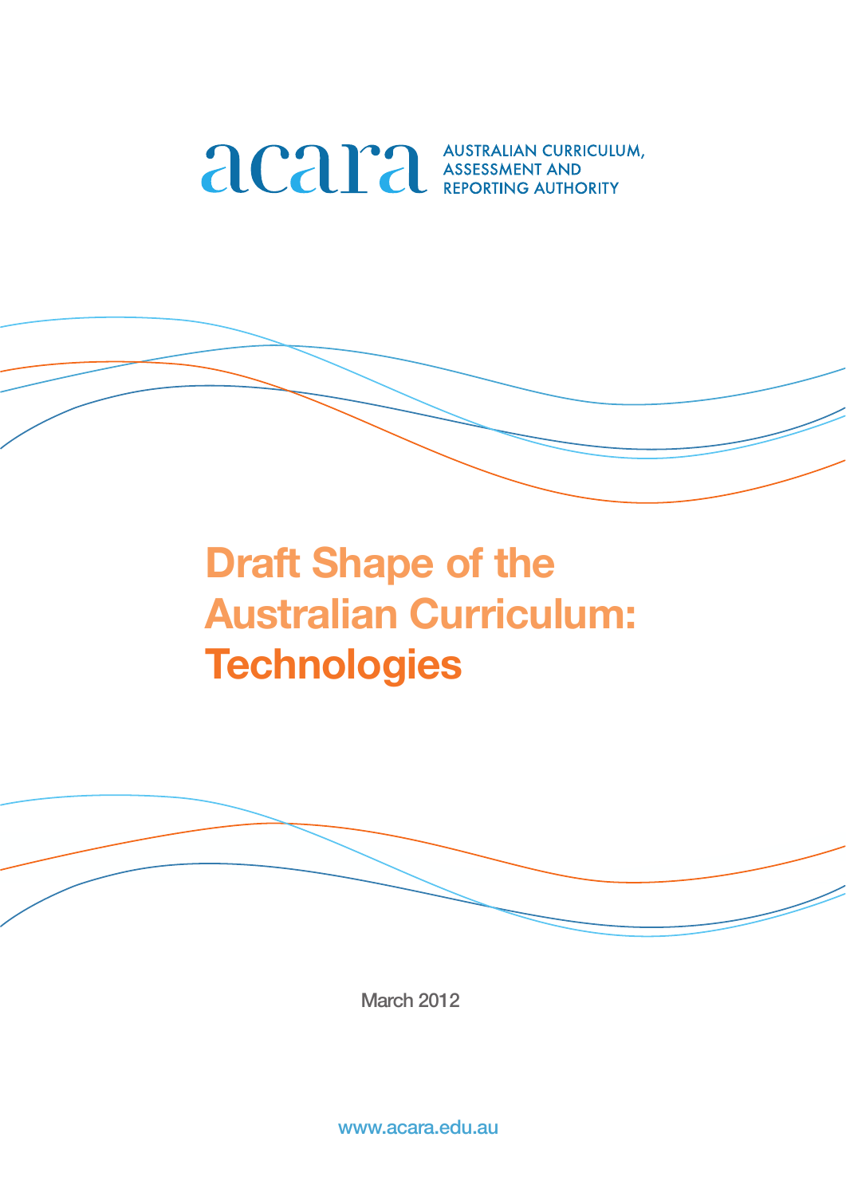acara AUSTRALIAN CURRICULUM, ASSESSMENT AND REPORTING AUTHORITY

# Draft Shape of the Australian Curriculum: Technologies

March 2012

www.acara.edu.au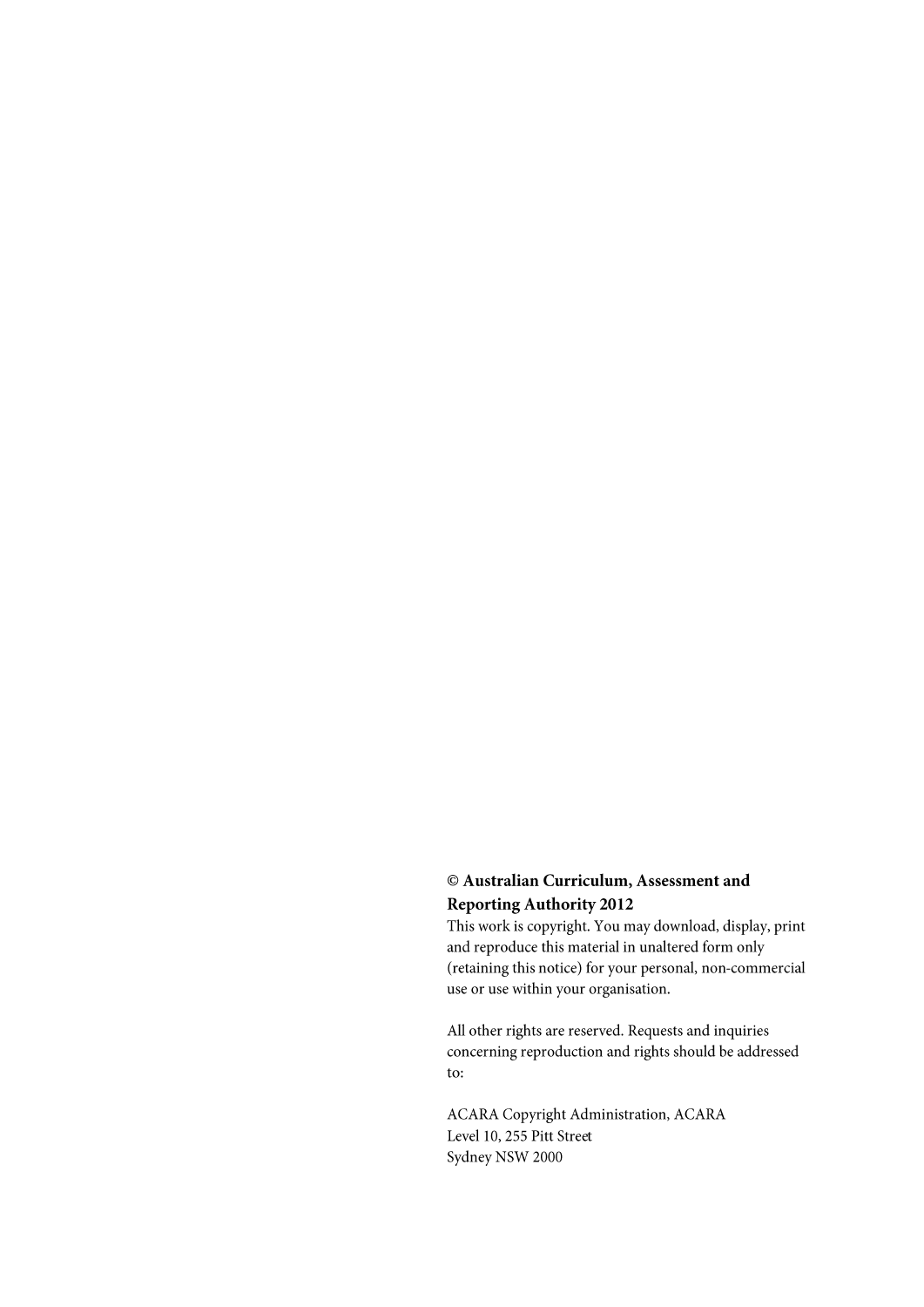**© Australian Curriculum, Assessment and Reporting Authority 2012**

This work is copyright. You may download, display, print and reproduce this material in unaltered form only (retaining this notice) for your personal, non-commercial use or use within your organisation.

All other rights are reserved. Requests and inquiries concerning reproduction and rights should be addressed to:

ACARA Copyright Administration, ACARA
Level 10, 255 Pitt Street
Sydney NSW 2000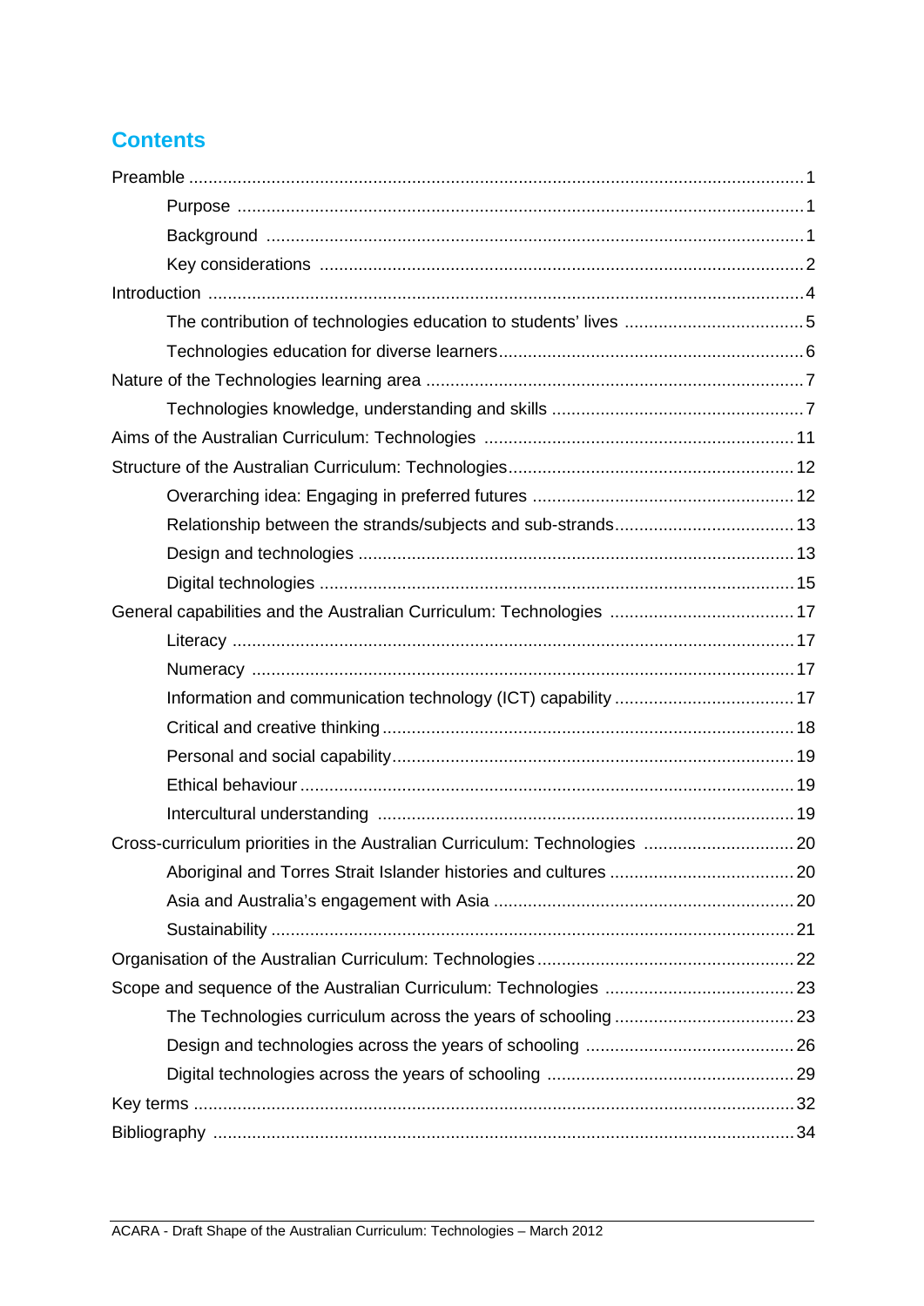## Contents

- Preamble ... 1
  - Purpose ... 1
  - Background ... 1
  - Key considerations ... 2
- Introduction ... 4
  - The contribution of technologies education to students' lives ... 5
  - Technologies education for diverse learners ... 6
- Nature of the Technologies learning area ... 7
  - Technologies knowledge, understanding and skills ... 7
- Aims of the Australian Curriculum: Technologies ... 11
- Structure of the Australian Curriculum: Technologies ... 12
  - Overarching idea: Engaging in preferred futures ... 12
  - Relationship between the strands/subjects and sub-strands ... 13
  - Design and technologies ... 13
  - Digital technologies ... 15
- General capabilities and the Australian Curriculum: Technologies ... 17
  - Literacy ... 17
  - Numeracy ... 17
  - Information and communication technology (ICT) capability ... 17
  - Critical and creative thinking ... 18
  - Personal and social capability ... 19
  - Ethical behaviour ... 19
  - Intercultural understanding ... 19
- Cross-curriculum priorities in the Australian Curriculum: Technologies ... 20
  - Aboriginal and Torres Strait Islander histories and cultures ... 20
  - Asia and Australia's engagement with Asia ... 20
  - Sustainability ... 21
- Organisation of the Australian Curriculum: Technologies ... 22
- Scope and sequence of the Australian Curriculum: Technologies ... 23
  - The Technologies curriculum across the years of schooling ... 23
  - Design and technologies across the years of schooling ... 26
  - Digital technologies across the years of schooling ... 29
- Key terms ... 32
- Bibliography ... 34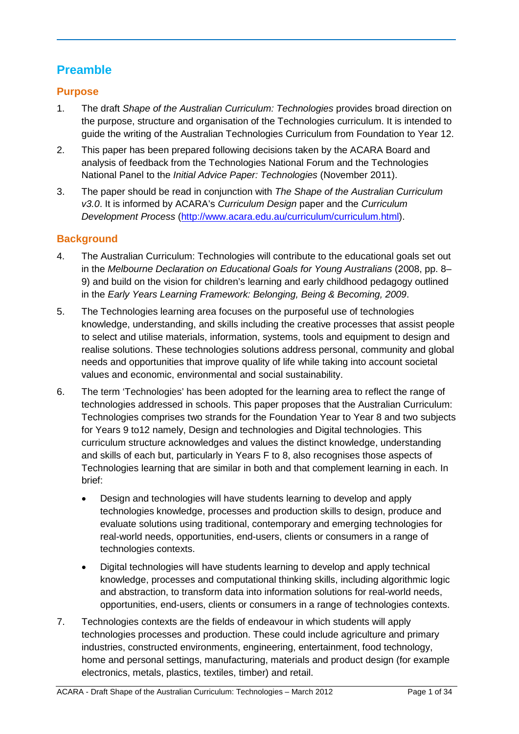## Preamble

### Purpose

1. The draft *Shape of the Australian Curriculum: Technologies* provides broad direction on the purpose, structure and organisation of the Technologies curriculum. It is intended to guide the writing of the Australian Technologies Curriculum from Foundation to Year 12.

2. This paper has been prepared following decisions taken by the ACARA Board and analysis of feedback from the Technologies National Forum and the Technologies National Panel to the *Initial Advice Paper: Technologies* (November 2011).

3. The paper should be read in conjunction with *The Shape of the Australian Curriculum v3.0*. It is informed by ACARA's *Curriculum Design* paper and the *Curriculum Development Process* (http://www.acara.edu.au/curriculum/curriculum.html).

### Background

4. The Australian Curriculum: Technologies will contribute to the educational goals set out in the *Melbourne Declaration on Educational Goals for Young Australians* (2008, pp. 8–9) and build on the vision for children's learning and early childhood pedagogy outlined in the *Early Years Learning Framework: Belonging, Being & Becoming, 2009*.

5. The Technologies learning area focuses on the purposeful use of technologies knowledge, understanding, and skills including the creative processes that assist people to select and utilise materials, information, systems, tools and equipment to design and realise solutions. These technologies solutions address personal, community and global needs and opportunities that improve quality of life while taking into account societal values and economic, environmental and social sustainability.

6. The term 'Technologies' has been adopted for the learning area to reflect the range of technologies addressed in schools. This paper proposes that the Australian Curriculum: Technologies comprises two strands for the Foundation Year to Year 8 and two subjects for Years 9 to12 namely, Design and technologies and Digital technologies. This curriculum structure acknowledges and values the distinct knowledge, understanding and skills of each but, particularly in Years F to 8, also recognises those aspects of Technologies learning that are similar in both and that complement learning in each. In brief:

   - Design and technologies will have students learning to develop and apply technologies knowledge, processes and production skills to design, produce and evaluate solutions using traditional, contemporary and emerging technologies for real-world needs, opportunities, end-users, clients or consumers in a range of technologies contexts.

   - Digital technologies will have students learning to develop and apply technical knowledge, processes and computational thinking skills, including algorithmic logic and abstraction, to transform data into information solutions for real-world needs, opportunities, end-users, clients or consumers in a range of technologies contexts.

7. Technologies contexts are the fields of endeavour in which students will apply technologies processes and production. These could include agriculture and primary industries, constructed environments, engineering, entertainment, food technology, home and personal settings, manufacturing, materials and product design (for example electronics, metals, plastics, textiles, timber) and retail.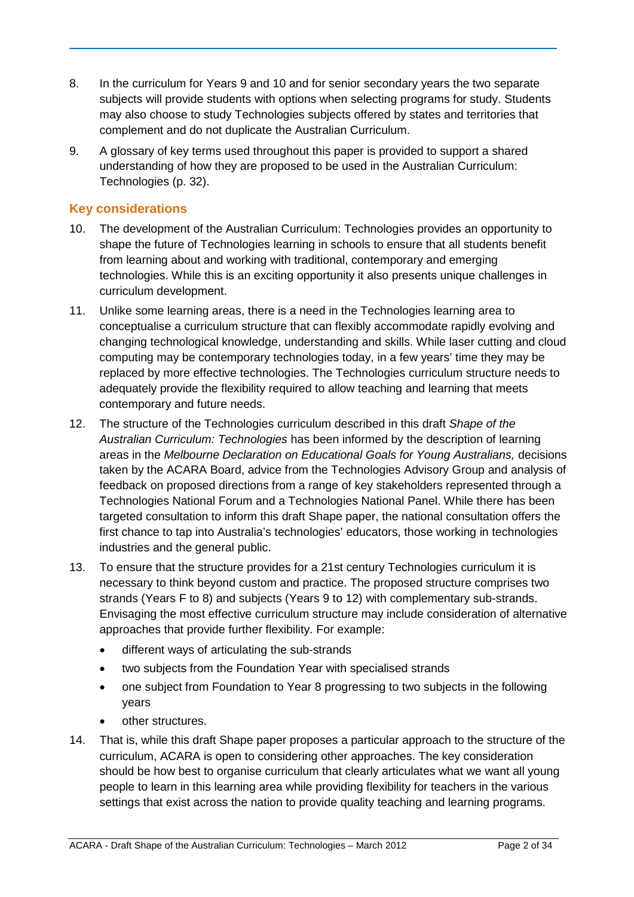8. In the curriculum for Years 9 and 10 and for senior secondary years the two separate subjects will provide students with options when selecting programs for study. Students may also choose to study Technologies subjects offered by states and territories that complement and do not duplicate the Australian Curriculum.

9. A glossary of key terms used throughout this paper is provided to support a shared understanding of how they are proposed to be used in the Australian Curriculum: Technologies (p. 32).

## Key considerations

10. The development of the Australian Curriculum: Technologies provides an opportunity to shape the future of Technologies learning in schools to ensure that all students benefit from learning about and working with traditional, contemporary and emerging technologies. While this is an exciting opportunity it also presents unique challenges in curriculum development.

11. Unlike some learning areas, there is a need in the Technologies learning area to conceptualise a curriculum structure that can flexibly accommodate rapidly evolving and changing technological knowledge, understanding and skills. While laser cutting and cloud computing may be contemporary technologies today, in a few years' time they may be replaced by more effective technologies. The Technologies curriculum structure needs to adequately provide the flexibility required to allow teaching and learning that meets contemporary and future needs.

12. The structure of the Technologies curriculum described in this draft *Shape of the Australian Curriculum: Technologies* has been informed by the description of learning areas in the *Melbourne Declaration on Educational Goals for Young Australians,* decisions taken by the ACARA Board, advice from the Technologies Advisory Group and analysis of feedback on proposed directions from a range of key stakeholders represented through a Technologies National Forum and a Technologies National Panel. While there has been targeted consultation to inform this draft Shape paper, the national consultation offers the first chance to tap into Australia's technologies' educators, those working in technologies industries and the general public.

13. To ensure that the structure provides for a 21st century Technologies curriculum it is necessary to think beyond custom and practice. The proposed structure comprises two strands (Years F to 8) and subjects (Years 9 to 12) with complementary sub-strands. Envisaging the most effective curriculum structure may include consideration of alternative approaches that provide further flexibility. For example:
    - different ways of articulating the sub-strands
    - two subjects from the Foundation Year with specialised strands
    - one subject from Foundation to Year 8 progressing to two subjects in the following years
    - other structures.

14. That is, while this draft Shape paper proposes a particular approach to the structure of the curriculum, ACARA is open to considering other approaches. The key consideration should be how best to organise curriculum that clearly articulates what we want all young people to learn in this learning area while providing flexibility for teachers in the various settings that exist across the nation to provide quality teaching and learning programs.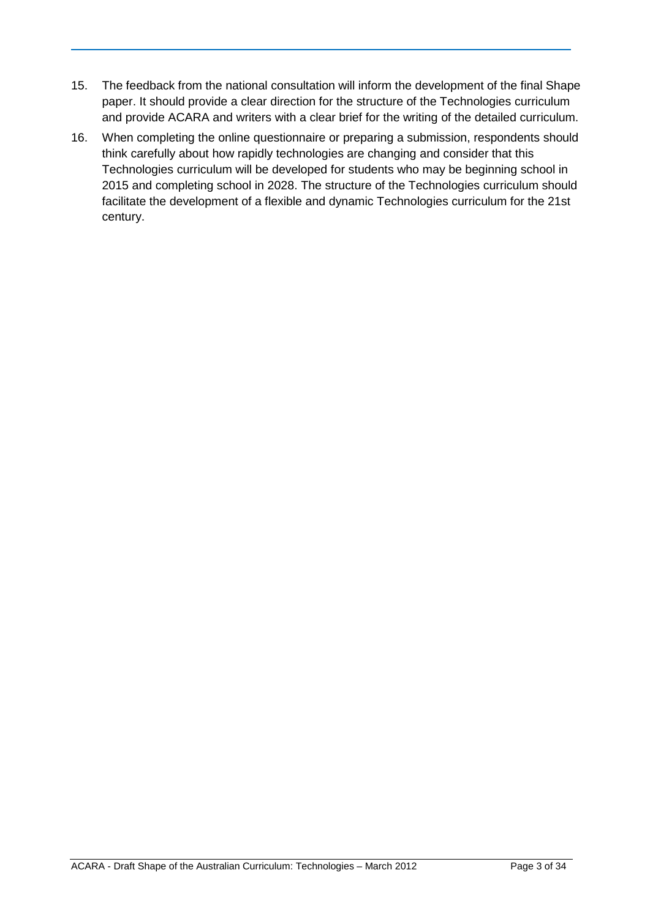15. The feedback from the national consultation will inform the development of the final Shape paper. It should provide a clear direction for the structure of the Technologies curriculum and provide ACARA and writers with a clear brief for the writing of the detailed curriculum.

16. When completing the online questionnaire or preparing a submission, respondents should think carefully about how rapidly technologies are changing and consider that this Technologies curriculum will be developed for students who may be beginning school in 2015 and completing school in 2028. The structure of the Technologies curriculum should facilitate the development of a flexible and dynamic Technologies curriculum for the 21st century.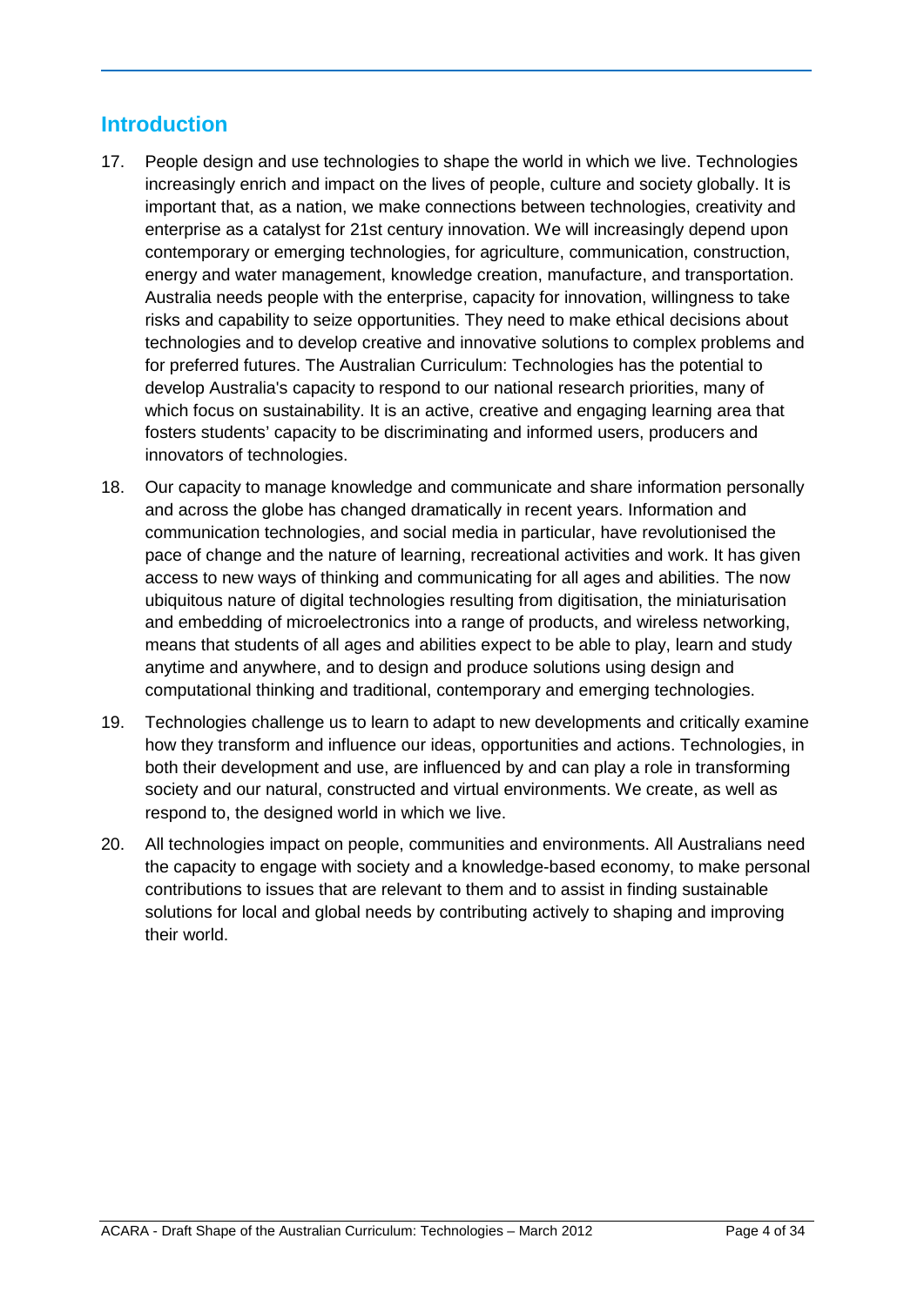## Introduction

17. People design and use technologies to shape the world in which we live. Technologies increasingly enrich and impact on the lives of people, culture and society globally. It is important that, as a nation, we make connections between technologies, creativity and enterprise as a catalyst for 21st century innovation. We will increasingly depend upon contemporary or emerging technologies, for agriculture, communication, construction, energy and water management, knowledge creation, manufacture, and transportation. Australia needs people with the enterprise, capacity for innovation, willingness to take risks and capability to seize opportunities. They need to make ethical decisions about technologies and to develop creative and innovative solutions to complex problems and for preferred futures. The Australian Curriculum: Technologies has the potential to develop Australia's capacity to respond to our national research priorities, many of which focus on sustainability. It is an active, creative and engaging learning area that fosters students' capacity to be discriminating and informed users, producers and innovators of technologies.

18. Our capacity to manage knowledge and communicate and share information personally and across the globe has changed dramatically in recent years. Information and communication technologies, and social media in particular, have revolutionised the pace of change and the nature of learning, recreational activities and work. It has given access to new ways of thinking and communicating for all ages and abilities. The now ubiquitous nature of digital technologies resulting from digitisation, the miniaturisation and embedding of microelectronics into a range of products, and wireless networking, means that students of all ages and abilities expect to be able to play, learn and study anytime and anywhere, and to design and produce solutions using design and computational thinking and traditional, contemporary and emerging technologies.

19. Technologies challenge us to learn to adapt to new developments and critically examine how they transform and influence our ideas, opportunities and actions. Technologies, in both their development and use, are influenced by and can play a role in transforming society and our natural, constructed and virtual environments. We create, as well as respond to, the designed world in which we live.

20. All technologies impact on people, communities and environments. All Australians need the capacity to engage with society and a knowledge-based economy, to make personal contributions to issues that are relevant to them and to assist in finding sustainable solutions for local and global needs by contributing actively to shaping and improving their world.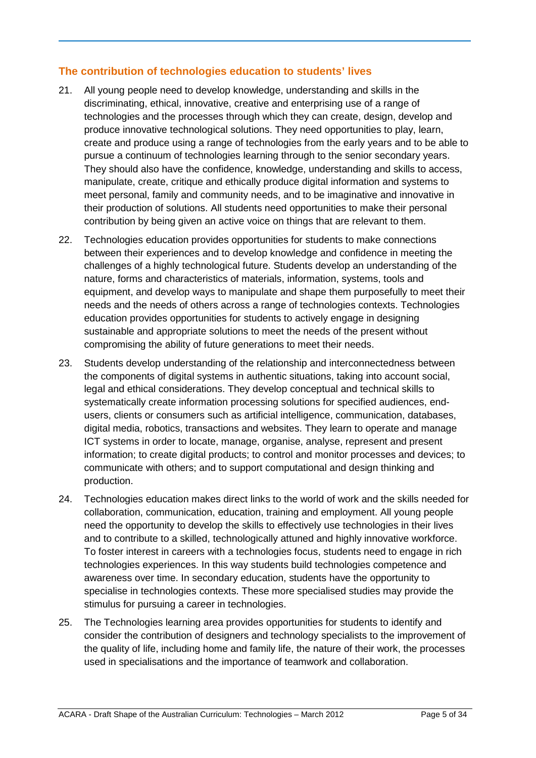## The contribution of technologies education to students' lives

21. All young people need to develop knowledge, understanding and skills in the discriminating, ethical, innovative, creative and enterprising use of a range of technologies and the processes through which they can create, design, develop and produce innovative technological solutions. They need opportunities to play, learn, create and produce using a range of technologies from the early years and to be able to pursue a continuum of technologies learning through to the senior secondary years. They should also have the confidence, knowledge, understanding and skills to access, manipulate, create, critique and ethically produce digital information and systems to meet personal, family and community needs, and to be imaginative and innovative in their production of solutions. All students need opportunities to make their personal contribution by being given an active voice on things that are relevant to them.

22. Technologies education provides opportunities for students to make connections between their experiences and to develop knowledge and confidence in meeting the challenges of a highly technological future. Students develop an understanding of the nature, forms and characteristics of materials, information, systems, tools and equipment, and develop ways to manipulate and shape them purposefully to meet their needs and the needs of others across a range of technologies contexts. Technologies education provides opportunities for students to actively engage in designing sustainable and appropriate solutions to meet the needs of the present without compromising the ability of future generations to meet their needs.

23. Students develop understanding of the relationship and interconnectedness between the components of digital systems in authentic situations, taking into account social, legal and ethical considerations. They develop conceptual and technical skills to systematically create information processing solutions for specified audiences, end-users, clients or consumers such as artificial intelligence, communication, databases, digital media, robotics, transactions and websites. They learn to operate and manage ICT systems in order to locate, manage, organise, analyse, represent and present information; to create digital products; to control and monitor processes and devices; to communicate with others; and to support computational and design thinking and production.

24. Technologies education makes direct links to the world of work and the skills needed for collaboration, communication, education, training and employment. All young people need the opportunity to develop the skills to effectively use technologies in their lives and to contribute to a skilled, technologically attuned and highly innovative workforce. To foster interest in careers with a technologies focus, students need to engage in rich technologies experiences. In this way students build technologies competence and awareness over time. In secondary education, students have the opportunity to specialise in technologies contexts. These more specialised studies may provide the stimulus for pursuing a career in technologies.

25. The Technologies learning area provides opportunities for students to identify and consider the contribution of designers and technology specialists to the improvement of the quality of life, including home and family life, the nature of their work, the processes used in specialisations and the importance of teamwork and collaboration.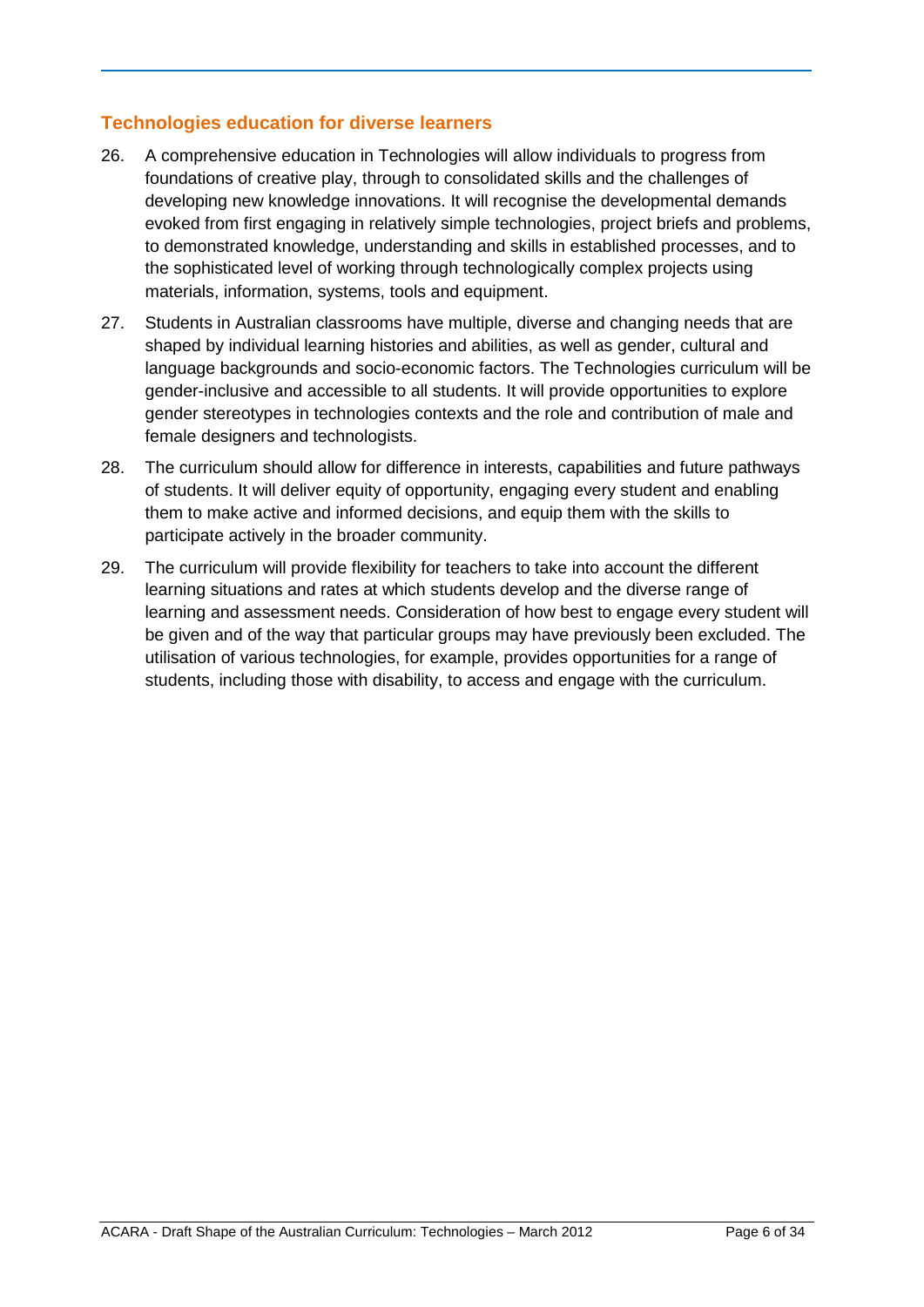## Technologies education for diverse learners

26. A comprehensive education in Technologies will allow individuals to progress from foundations of creative play, through to consolidated skills and the challenges of developing new knowledge innovations. It will recognise the developmental demands evoked from first engaging in relatively simple technologies, project briefs and problems, to demonstrated knowledge, understanding and skills in established processes, and to the sophisticated level of working through technologically complex projects using materials, information, systems, tools and equipment.

27. Students in Australian classrooms have multiple, diverse and changing needs that are shaped by individual learning histories and abilities, as well as gender, cultural and language backgrounds and socio-economic factors. The Technologies curriculum will be gender-inclusive and accessible to all students. It will provide opportunities to explore gender stereotypes in technologies contexts and the role and contribution of male and female designers and technologists.

28. The curriculum should allow for difference in interests, capabilities and future pathways of students. It will deliver equity of opportunity, engaging every student and enabling them to make active and informed decisions, and equip them with the skills to participate actively in the broader community.

29. The curriculum will provide flexibility for teachers to take into account the different learning situations and rates at which students develop and the diverse range of learning and assessment needs. Consideration of how best to engage every student will be given and of the way that particular groups may have previously been excluded. The utilisation of various technologies, for example, provides opportunities for a range of students, including those with disability, to access and engage with the curriculum.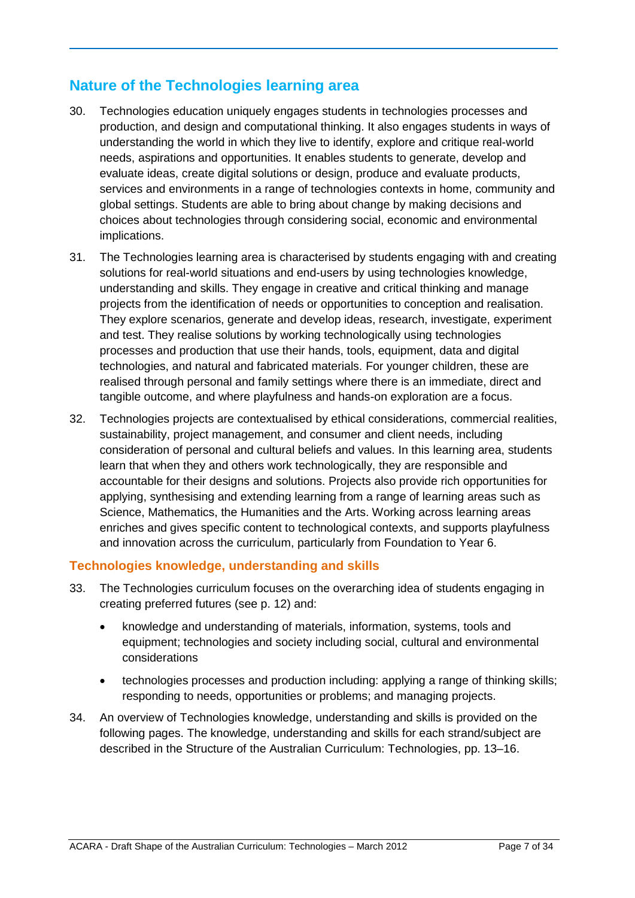## Nature of the Technologies learning area

30. Technologies education uniquely engages students in technologies processes and production, and design and computational thinking. It also engages students in ways of understanding the world in which they live to identify, explore and critique real-world needs, aspirations and opportunities. It enables students to generate, develop and evaluate ideas, create digital solutions or design, produce and evaluate products, services and environments in a range of technologies contexts in home, community and global settings. Students are able to bring about change by making decisions and choices about technologies through considering social, economic and environmental implications.

31. The Technologies learning area is characterised by students engaging with and creating solutions for real-world situations and end-users by using technologies knowledge, understanding and skills. They engage in creative and critical thinking and manage projects from the identification of needs or opportunities to conception and realisation. They explore scenarios, generate and develop ideas, research, investigate, experiment and test. They realise solutions by working technologically using technologies processes and production that use their hands, tools, equipment, data and digital technologies, and natural and fabricated materials. For younger children, these are realised through personal and family settings where there is an immediate, direct and tangible outcome, and where playfulness and hands-on exploration are a focus.

32. Technologies projects are contextualised by ethical considerations, commercial realities, sustainability, project management, and consumer and client needs, including consideration of personal and cultural beliefs and values. In this learning area, students learn that when they and others work technologically, they are responsible and accountable for their designs and solutions. Projects also provide rich opportunities for applying, synthesising and extending learning from a range of learning areas such as Science, Mathematics, the Humanities and the Arts. Working across learning areas enriches and gives specific content to technological contexts, and supports playfulness and innovation across the curriculum, particularly from Foundation to Year 6.

### Technologies knowledge, understanding and skills

33. The Technologies curriculum focuses on the overarching idea of students engaging in creating preferred futures (see p. 12) and:

    - knowledge and understanding of materials, information, systems, tools and equipment; technologies and society including social, cultural and environmental considerations
    - technologies processes and production including: applying a range of thinking skills; responding to needs, opportunities or problems; and managing projects.

34. An overview of Technologies knowledge, understanding and skills is provided on the following pages. The knowledge, understanding and skills for each strand/subject are described in the Structure of the Australian Curriculum: Technologies, pp. 13–16.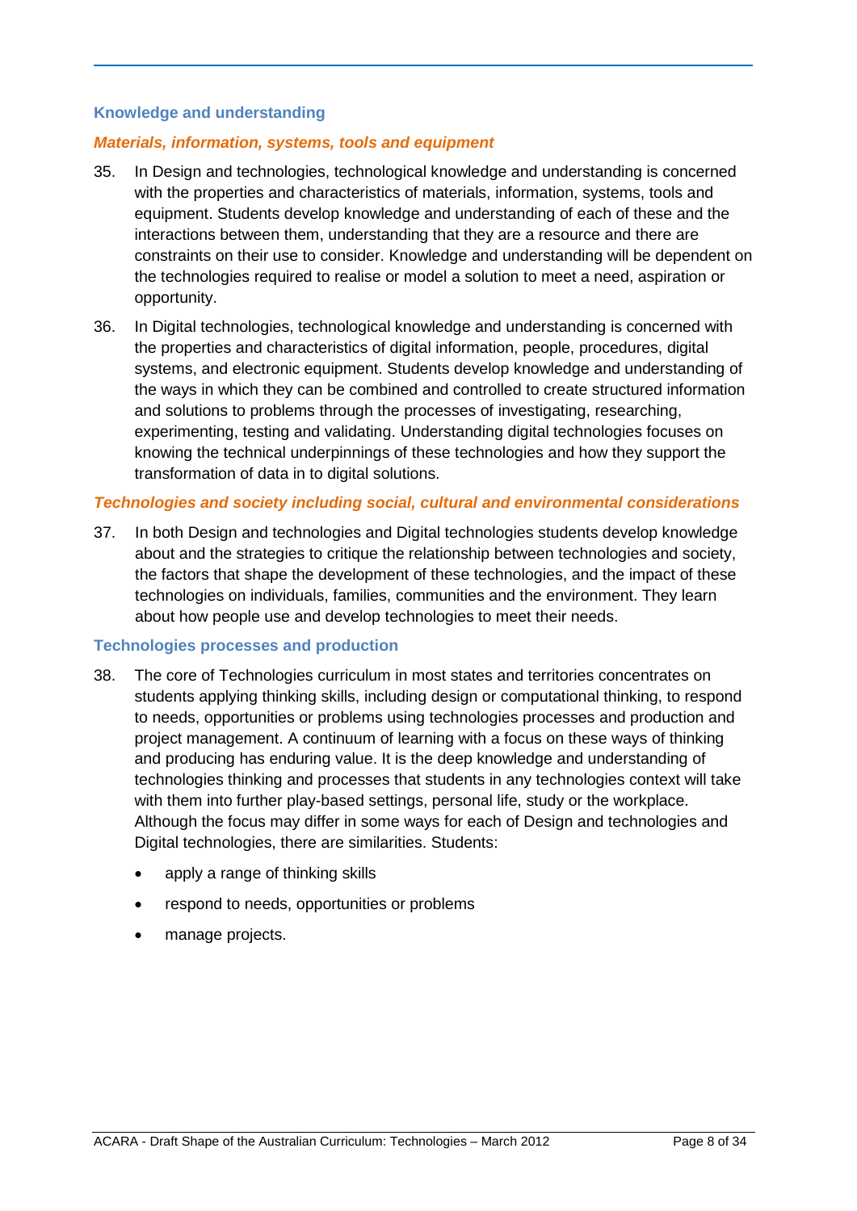### Knowledge and understanding

#### *Materials, information, systems, tools and equipment*

35. In Design and technologies, technological knowledge and understanding is concerned with the properties and characteristics of materials, information, systems, tools and equipment. Students develop knowledge and understanding of each of these and the interactions between them, understanding that they are a resource and there are constraints on their use to consider. Knowledge and understanding will be dependent on the technologies required to realise or model a solution to meet a need, aspiration or opportunity.

36. In Digital technologies, technological knowledge and understanding is concerned with the properties and characteristics of digital information, people, procedures, digital systems, and electronic equipment. Students develop knowledge and understanding of the ways in which they can be combined and controlled to create structured information and solutions to problems through the processes of investigating, researching, experimenting, testing and validating. Understanding digital technologies focuses on knowing the technical underpinnings of these technologies and how they support the transformation of data in to digital solutions.

#### *Technologies and society including social, cultural and environmental considerations*

37. In both Design and technologies and Digital technologies students develop knowledge about and the strategies to critique the relationship between technologies and society, the factors that shape the development of these technologies, and the impact of these technologies on individuals, families, communities and the environment. They learn about how people use and develop technologies to meet their needs.

### Technologies processes and production

38. The core of Technologies curriculum in most states and territories concentrates on students applying thinking skills, including design or computational thinking, to respond to needs, opportunities or problems using technologies processes and production and project management. A continuum of learning with a focus on these ways of thinking and producing has enduring value. It is the deep knowledge and understanding of technologies thinking and processes that students in any technologies context will take with them into further play-based settings, personal life, study or the workplace. Although the focus may differ in some ways for each of Design and technologies and Digital technologies, there are similarities. Students:

    - apply a range of thinking skills
    - respond to needs, opportunities or problems
    - manage projects.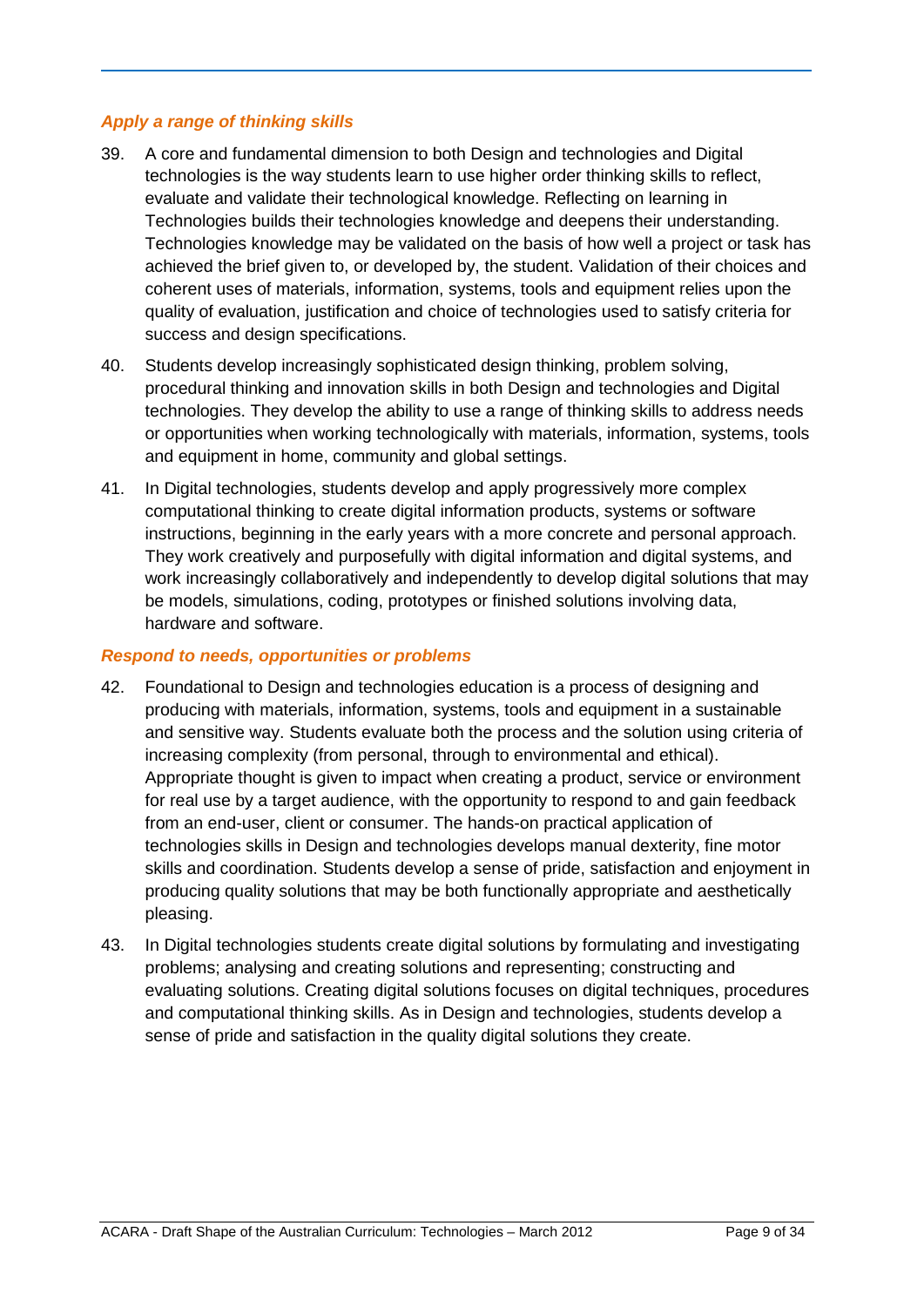### *Apply a range of thinking skills*

39. A core and fundamental dimension to both Design and technologies and Digital technologies is the way students learn to use higher order thinking skills to reflect, evaluate and validate their technological knowledge. Reflecting on learning in Technologies builds their technologies knowledge and deepens their understanding. Technologies knowledge may be validated on the basis of how well a project or task has achieved the brief given to, or developed by, the student. Validation of their choices and coherent uses of materials, information, systems, tools and equipment relies upon the quality of evaluation, justification and choice of technologies used to satisfy criteria for success and design specifications.

40. Students develop increasingly sophisticated design thinking, problem solving, procedural thinking and innovation skills in both Design and technologies and Digital technologies. They develop the ability to use a range of thinking skills to address needs or opportunities when working technologically with materials, information, systems, tools and equipment in home, community and global settings.

41. In Digital technologies, students develop and apply progressively more complex computational thinking to create digital information products, systems or software instructions, beginning in the early years with a more concrete and personal approach. They work creatively and purposefully with digital information and digital systems, and work increasingly collaboratively and independently to develop digital solutions that may be models, simulations, coding, prototypes or finished solutions involving data, hardware and software.

### *Respond to needs, opportunities or problems*

42. Foundational to Design and technologies education is a process of designing and producing with materials, information, systems, tools and equipment in a sustainable and sensitive way. Students evaluate both the process and the solution using criteria of increasing complexity (from personal, through to environmental and ethical). Appropriate thought is given to impact when creating a product, service or environment for real use by a target audience, with the opportunity to respond to and gain feedback from an end-user, client or consumer. The hands-on practical application of technologies skills in Design and technologies develops manual dexterity, fine motor skills and coordination. Students develop a sense of pride, satisfaction and enjoyment in producing quality solutions that may be both functionally appropriate and aesthetically pleasing.

43. In Digital technologies students create digital solutions by formulating and investigating problems; analysing and creating solutions and representing; constructing and evaluating solutions. Creating digital solutions focuses on digital techniques, procedures and computational thinking skills. As in Design and technologies, students develop a sense of pride and satisfaction in the quality digital solutions they create.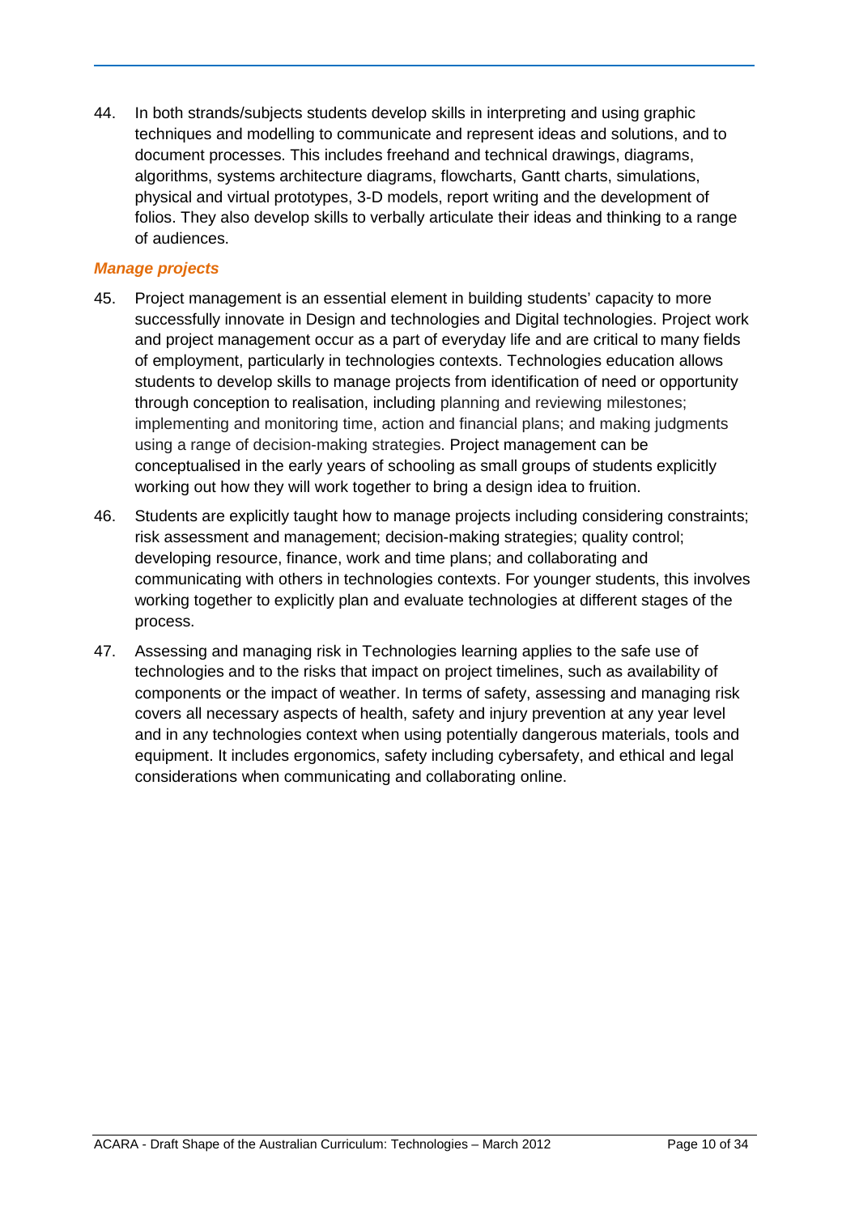44. In both strands/subjects students develop skills in interpreting and using graphic techniques and modelling to communicate and represent ideas and solutions, and to document processes. This includes freehand and technical drawings, diagrams, algorithms, systems architecture diagrams, flowcharts, Gantt charts, simulations, physical and virtual prototypes, 3-D models, report writing and the development of folios. They also develop skills to verbally articulate their ideas and thinking to a range of audiences.

### *Manage projects*

45. Project management is an essential element in building students' capacity to more successfully innovate in Design and technologies and Digital technologies. Project work and project management occur as a part of everyday life and are critical to many fields of employment, particularly in technologies contexts. Technologies education allows students to develop skills to manage projects from identification of need or opportunity through conception to realisation, including planning and reviewing milestones; implementing and monitoring time, action and financial plans; and making judgments using a range of decision-making strategies. Project management can be conceptualised in the early years of schooling as small groups of students explicitly working out how they will work together to bring a design idea to fruition.

46. Students are explicitly taught how to manage projects including considering constraints; risk assessment and management; decision-making strategies; quality control; developing resource, finance, work and time plans; and collaborating and communicating with others in technologies contexts. For younger students, this involves working together to explicitly plan and evaluate technologies at different stages of the process.

47. Assessing and managing risk in Technologies learning applies to the safe use of technologies and to the risks that impact on project timelines, such as availability of components or the impact of weather. In terms of safety, assessing and managing risk covers all necessary aspects of health, safety and injury prevention at any year level and in any technologies context when using potentially dangerous materials, tools and equipment. It includes ergonomics, safety including cybersafety, and ethical and legal considerations when communicating and collaborating online.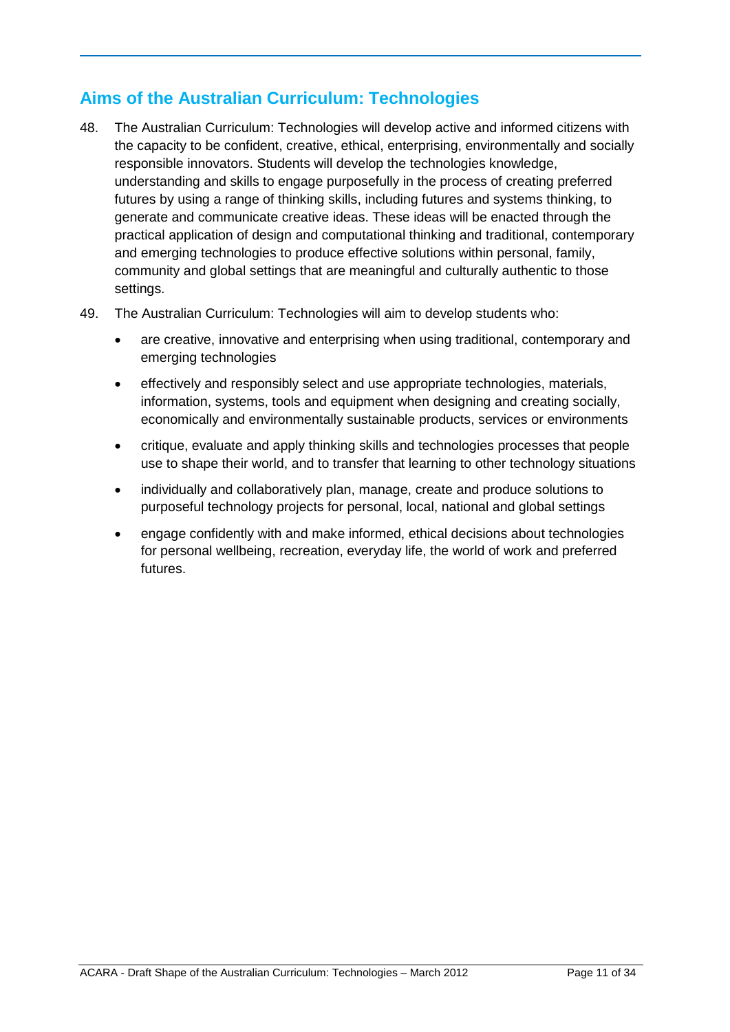## Aims of the Australian Curriculum: Technologies

48. The Australian Curriculum: Technologies will develop active and informed citizens with the capacity to be confident, creative, ethical, enterprising, environmentally and socially responsible innovators. Students will develop the technologies knowledge, understanding and skills to engage purposefully in the process of creating preferred futures by using a range of thinking skills, including futures and systems thinking, to generate and communicate creative ideas. These ideas will be enacted through the practical application of design and computational thinking and traditional, contemporary and emerging technologies to produce effective solutions within personal, family, community and global settings that are meaningful and culturally authentic to those settings.

49. The Australian Curriculum: Technologies will aim to develop students who:

    - are creative, innovative and enterprising when using traditional, contemporary and emerging technologies
    - effectively and responsibly select and use appropriate technologies, materials, information, systems, tools and equipment when designing and creating socially, economically and environmentally sustainable products, services or environments
    - critique, evaluate and apply thinking skills and technologies processes that people use to shape their world, and to transfer that learning to other technology situations
    - individually and collaboratively plan, manage, create and produce solutions to purposeful technology projects for personal, local, national and global settings
    - engage confidently with and make informed, ethical decisions about technologies for personal wellbeing, recreation, everyday life, the world of work and preferred futures.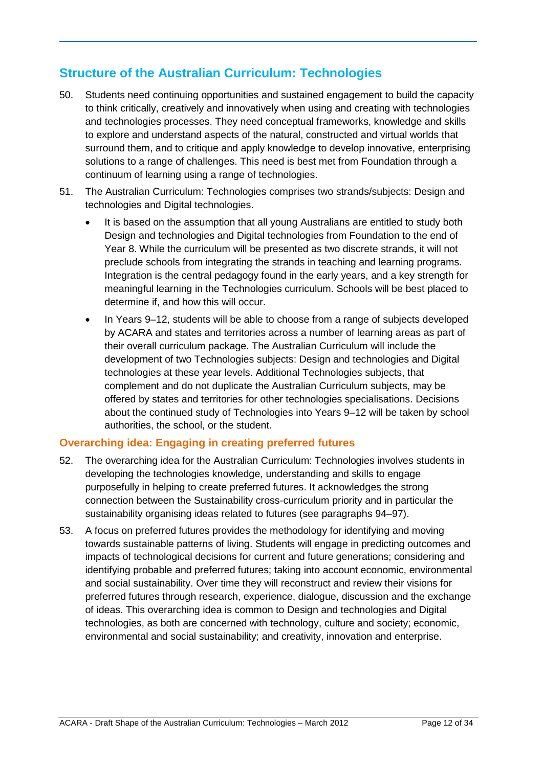## Structure of the Australian Curriculum: Technologies

50. Students need continuing opportunities and sustained engagement to build the capacity to think critically, creatively and innovatively when using and creating with technologies and technologies processes. They need conceptual frameworks, knowledge and skills to explore and understand aspects of the natural, constructed and virtual worlds that surround them, and to critique and apply knowledge to develop innovative, enterprising solutions to a range of challenges. This need is best met from Foundation through a continuum of learning using a range of technologies.

51. The Australian Curriculum: Technologies comprises two strands/subjects: Design and technologies and Digital technologies.

    - It is based on the assumption that all young Australians are entitled to study both Design and technologies and Digital technologies from Foundation to the end of Year 8. While the curriculum will be presented as two discrete strands, it will not preclude schools from integrating the strands in teaching and learning programs. Integration is the central pedagogy found in the early years, and a key strength for meaningful learning in the Technologies curriculum. Schools will be best placed to determine if, and how this will occur.
    - In Years 9–12, students will be able to choose from a range of subjects developed by ACARA and states and territories across a number of learning areas as part of their overall curriculum package. The Australian Curriculum will include the development of two Technologies subjects: Design and technologies and Digital technologies at these year levels. Additional Technologies subjects, that complement and do not duplicate the Australian Curriculum subjects, may be offered by states and territories for other technologies specialisations. Decisions about the continued study of Technologies into Years 9–12 will be taken by school authorities, the school, or the student.

### Overarching idea: Engaging in creating preferred futures

52. The overarching idea for the Australian Curriculum: Technologies involves students in developing the technologies knowledge, understanding and skills to engage purposefully in helping to create preferred futures. It acknowledges the strong connection between the Sustainability cross-curriculum priority and in particular the sustainability organising ideas related to futures (see paragraphs 94–97).

53. A focus on preferred futures provides the methodology for identifying and moving towards sustainable patterns of living. Students will engage in predicting outcomes and impacts of technological decisions for current and future generations; considering and identifying probable and preferred futures; taking into account economic, environmental and social sustainability. Over time they will reconstruct and review their visions for preferred futures through research, experience, dialogue, discussion and the exchange of ideas. This overarching idea is common to Design and technologies and Digital technologies, as both are concerned with technology, culture and society; economic, environmental and social sustainability; and creativity, innovation and enterprise.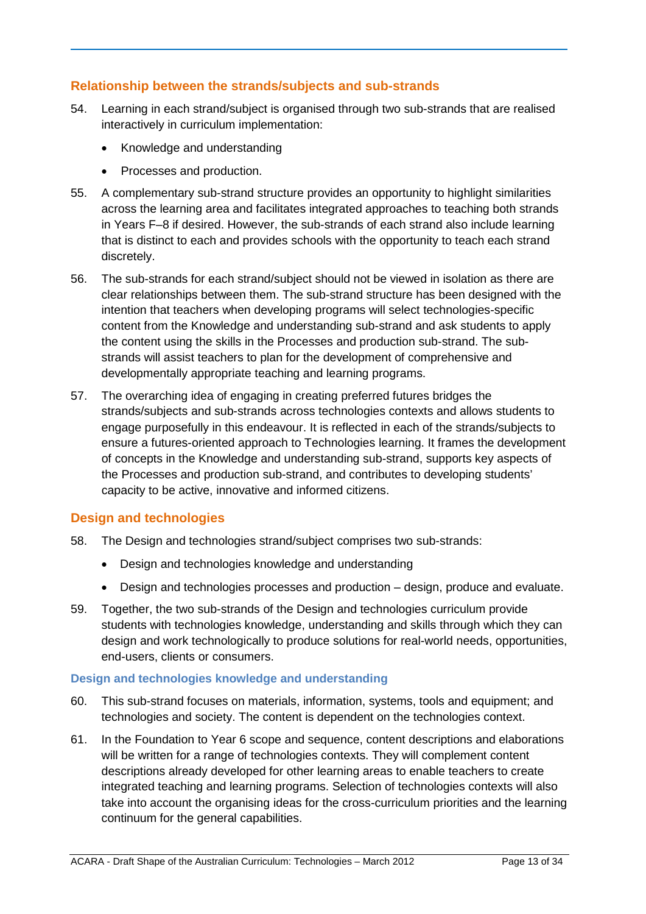## Relationship between the strands/subjects and sub-strands

54. Learning in each strand/subject is organised through two sub-strands that are realised interactively in curriculum implementation:

    - Knowledge and understanding
    - Processes and production.

55. A complementary sub-strand structure provides an opportunity to highlight similarities across the learning area and facilitates integrated approaches to teaching both strands in Years F–8 if desired. However, the sub-strands of each strand also include learning that is distinct to each and provides schools with the opportunity to teach each strand discretely.

56. The sub-strands for each strand/subject should not be viewed in isolation as there are clear relationships between them. The sub-strand structure has been designed with the intention that teachers when developing programs will select technologies-specific content from the Knowledge and understanding sub-strand and ask students to apply the content using the skills in the Processes and production sub-strand. The sub-strands will assist teachers to plan for the development of comprehensive and developmentally appropriate teaching and learning programs.

57. The overarching idea of engaging in creating preferred futures bridges the strands/subjects and sub-strands across technologies contexts and allows students to engage purposefully in this endeavour. It is reflected in each of the strands/subjects to ensure a futures-oriented approach to Technologies learning. It frames the development of concepts in the Knowledge and understanding sub-strand, supports key aspects of the Processes and production sub-strand, and contributes to developing students' capacity to be active, innovative and informed citizens.

## Design and technologies

58. The Design and technologies strand/subject comprises two sub-strands:

    - Design and technologies knowledge and understanding
    - Design and technologies processes and production – design, produce and evaluate.

59. Together, the two sub-strands of the Design and technologies curriculum provide students with technologies knowledge, understanding and skills through which they can design and work technologically to produce solutions for real-world needs, opportunities, end-users, clients or consumers.

### Design and technologies knowledge and understanding

60. This sub-strand focuses on materials, information, systems, tools and equipment; and technologies and society. The content is dependent on the technologies context.

61. In the Foundation to Year 6 scope and sequence, content descriptions and elaborations will be written for a range of technologies contexts. They will complement content descriptions already developed for other learning areas to enable teachers to create integrated teaching and learning programs. Selection of technologies contexts will also take into account the organising ideas for the cross-curriculum priorities and the learning continuum for the general capabilities.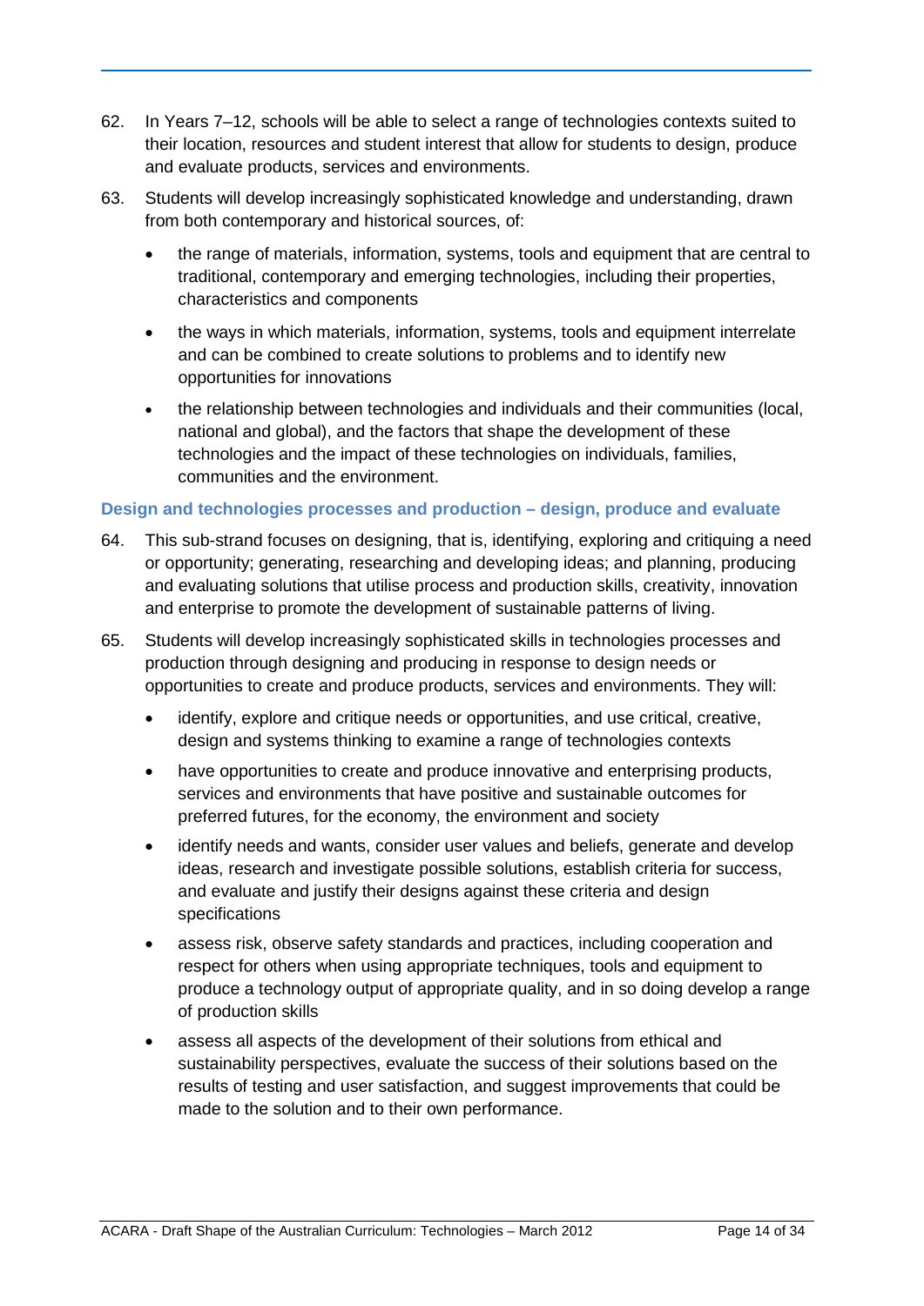62. In Years 7–12, schools will be able to select a range of technologies contexts suited to their location, resources and student interest that allow for students to design, produce and evaluate products, services and environments.

63. Students will develop increasingly sophisticated knowledge and understanding, drawn from both contemporary and historical sources, of:

    - the range of materials, information, systems, tools and equipment that are central to traditional, contemporary and emerging technologies, including their properties, characteristics and components
    - the ways in which materials, information, systems, tools and equipment interrelate and can be combined to create solutions to problems and to identify new opportunities for innovations
    - the relationship between technologies and individuals and their communities (local, national and global), and the factors that shape the development of these technologies and the impact of these technologies on individuals, families, communities and the environment.

### Design and technologies processes and production – design, produce and evaluate

64. This sub-strand focuses on designing, that is, identifying, exploring and critiquing a need or opportunity; generating, researching and developing ideas; and planning, producing and evaluating solutions that utilise process and production skills, creativity, innovation and enterprise to promote the development of sustainable patterns of living.

65. Students will develop increasingly sophisticated skills in technologies processes and production through designing and producing in response to design needs or opportunities to create and produce products, services and environments. They will:

    - identify, explore and critique needs or opportunities, and use critical, creative, design and systems thinking to examine a range of technologies contexts
    - have opportunities to create and produce innovative and enterprising products, services and environments that have positive and sustainable outcomes for preferred futures, for the economy, the environment and society
    - identify needs and wants, consider user values and beliefs, generate and develop ideas, research and investigate possible solutions, establish criteria for success, and evaluate and justify their designs against these criteria and design specifications
    - assess risk, observe safety standards and practices, including cooperation and respect for others when using appropriate techniques, tools and equipment to produce a technology output of appropriate quality, and in so doing develop a range of production skills
    - assess all aspects of the development of their solutions from ethical and sustainability perspectives, evaluate the success of their solutions based on the results of testing and user satisfaction, and suggest improvements that could be made to the solution and to their own performance.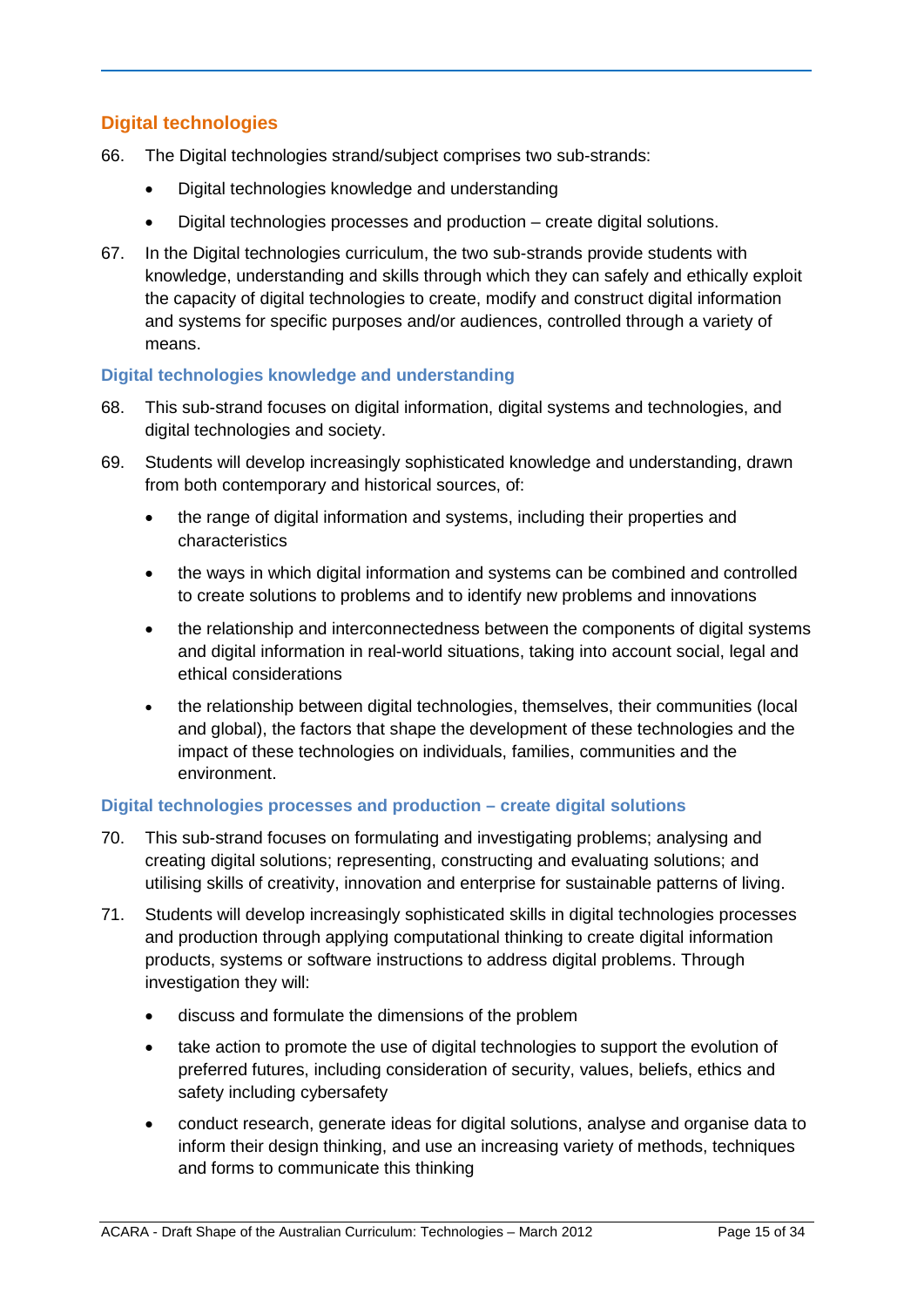## Digital technologies

66. The Digital technologies strand/subject comprises two sub-strands:

    - Digital technologies knowledge and understanding
    - Digital technologies processes and production – create digital solutions.

67. In the Digital technologies curriculum, the two sub-strands provide students with knowledge, understanding and skills through which they can safely and ethically exploit the capacity of digital technologies to create, modify and construct digital information and systems for specific purposes and/or audiences, controlled through a variety of means.

### Digital technologies knowledge and understanding

68. This sub-strand focuses on digital information, digital systems and technologies, and digital technologies and society.

69. Students will develop increasingly sophisticated knowledge and understanding, drawn from both contemporary and historical sources, of:

    - the range of digital information and systems, including their properties and characteristics
    - the ways in which digital information and systems can be combined and controlled to create solutions to problems and to identify new problems and innovations
    - the relationship and interconnectedness between the components of digital systems and digital information in real-world situations, taking into account social, legal and ethical considerations
    - the relationship between digital technologies, themselves, their communities (local and global), the factors that shape the development of these technologies and the impact of these technologies on individuals, families, communities and the environment.

### Digital technologies processes and production – create digital solutions

70. This sub-strand focuses on formulating and investigating problems; analysing and creating digital solutions; representing, constructing and evaluating solutions; and utilising skills of creativity, innovation and enterprise for sustainable patterns of living.

71. Students will develop increasingly sophisticated skills in digital technologies processes and production through applying computational thinking to create digital information products, systems or software instructions to address digital problems. Through investigation they will:

    - discuss and formulate the dimensions of the problem
    - take action to promote the use of digital technologies to support the evolution of preferred futures, including consideration of security, values, beliefs, ethics and safety including cybersafety
    - conduct research, generate ideas for digital solutions, analyse and organise data to inform their design thinking, and use an increasing variety of methods, techniques and forms to communicate this thinking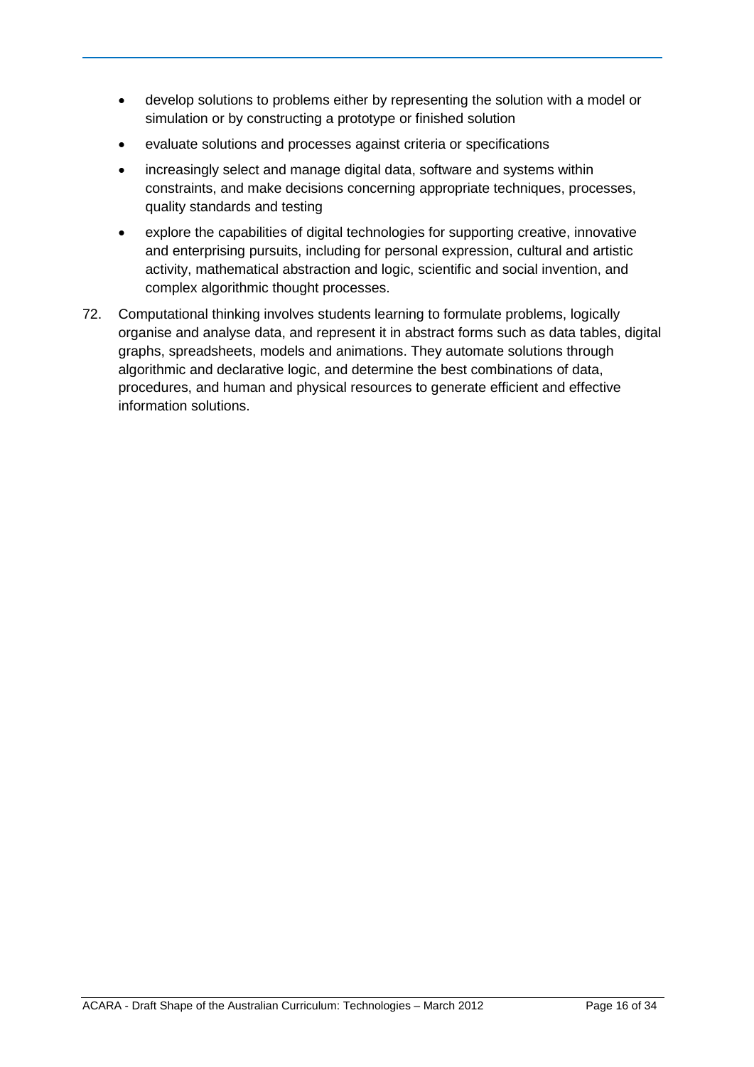- develop solutions to problems either by representing the solution with a model or simulation or by constructing a prototype or finished solution
- evaluate solutions and processes against criteria or specifications
- increasingly select and manage digital data, software and systems within constraints, and make decisions concerning appropriate techniques, processes, quality standards and testing
- explore the capabilities of digital technologies for supporting creative, innovative and enterprising pursuits, including for personal expression, cultural and artistic activity, mathematical abstraction and logic, scientific and social invention, and complex algorithmic thought processes.

72. Computational thinking involves students learning to formulate problems, logically organise and analyse data, and represent it in abstract forms such as data tables, digital graphs, spreadsheets, models and animations. They automate solutions through algorithmic and declarative logic, and determine the best combinations of data, procedures, and human and physical resources to generate efficient and effective information solutions.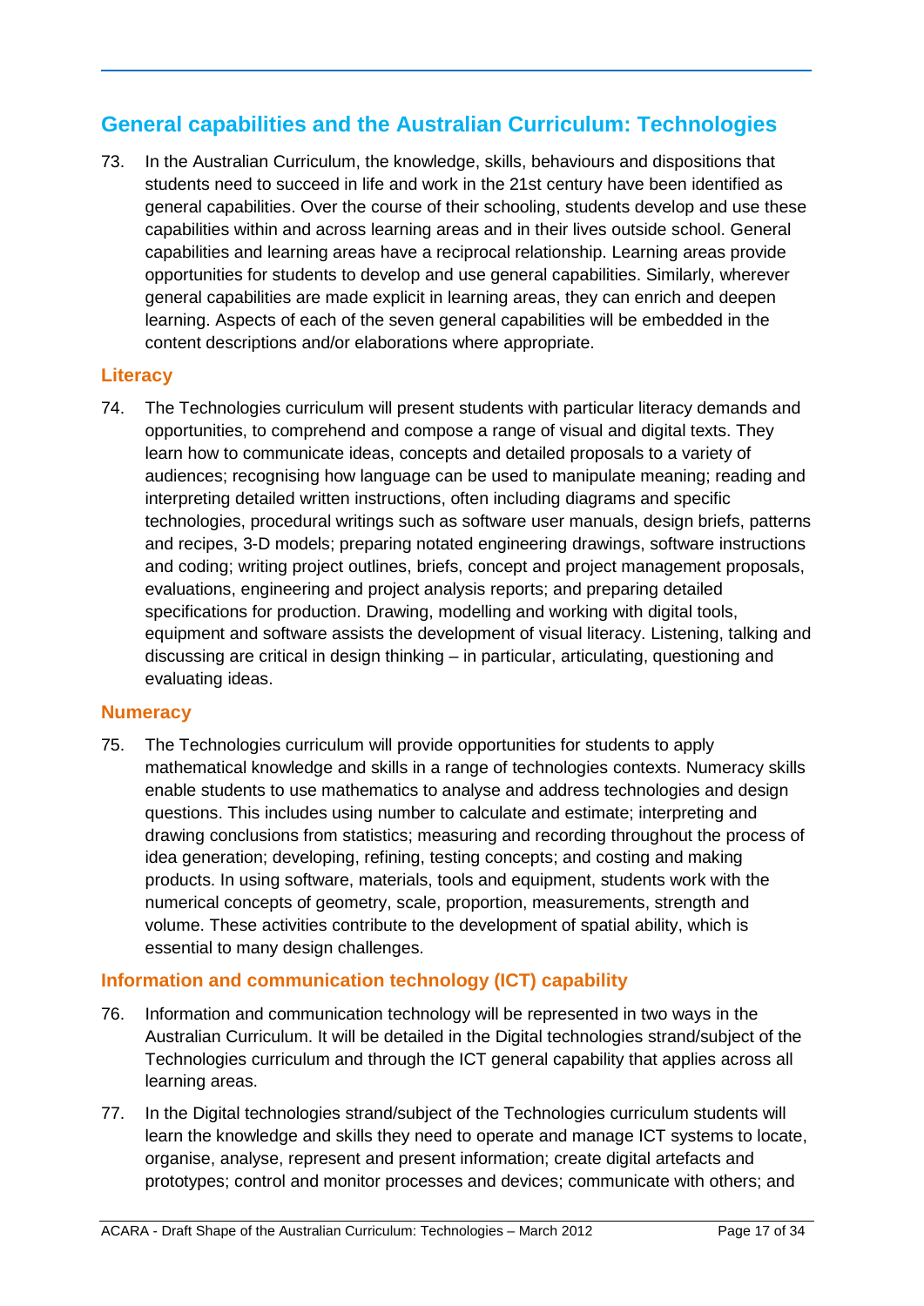## General capabilities and the Australian Curriculum: Technologies

73. In the Australian Curriculum, the knowledge, skills, behaviours and dispositions that students need to succeed in life and work in the 21st century have been identified as general capabilities. Over the course of their schooling, students develop and use these capabilities within and across learning areas and in their lives outside school. General capabilities and learning areas have a reciprocal relationship. Learning areas provide opportunities for students to develop and use general capabilities. Similarly, wherever general capabilities are made explicit in learning areas, they can enrich and deepen learning. Aspects of each of the seven general capabilities will be embedded in the content descriptions and/or elaborations where appropriate.

### Literacy

74. The Technologies curriculum will present students with particular literacy demands and opportunities, to comprehend and compose a range of visual and digital texts. They learn how to communicate ideas, concepts and detailed proposals to a variety of audiences; recognising how language can be used to manipulate meaning; reading and interpreting detailed written instructions, often including diagrams and specific technologies, procedural writings such as software user manuals, design briefs, patterns and recipes, 3-D models; preparing notated engineering drawings, software instructions and coding; writing project outlines, briefs, concept and project management proposals, evaluations, engineering and project analysis reports; and preparing detailed specifications for production. Drawing, modelling and working with digital tools, equipment and software assists the development of visual literacy. Listening, talking and discussing are critical in design thinking – in particular, articulating, questioning and evaluating ideas.

### Numeracy

75. The Technologies curriculum will provide opportunities for students to apply mathematical knowledge and skills in a range of technologies contexts. Numeracy skills enable students to use mathematics to analyse and address technologies and design questions. This includes using number to calculate and estimate; interpreting and drawing conclusions from statistics; measuring and recording throughout the process of idea generation; developing, refining, testing concepts; and costing and making products. In using software, materials, tools and equipment, students work with the numerical concepts of geometry, scale, proportion, measurements, strength and volume. These activities contribute to the development of spatial ability, which is essential to many design challenges.

### Information and communication technology (ICT) capability

76. Information and communication technology will be represented in two ways in the Australian Curriculum. It will be detailed in the Digital technologies strand/subject of the Technologies curriculum and through the ICT general capability that applies across all learning areas.

77. In the Digital technologies strand/subject of the Technologies curriculum students will learn the knowledge and skills they need to operate and manage ICT systems to locate, organise, analyse, represent and present information; create digital artefacts and prototypes; control and monitor processes and devices; communicate with others; and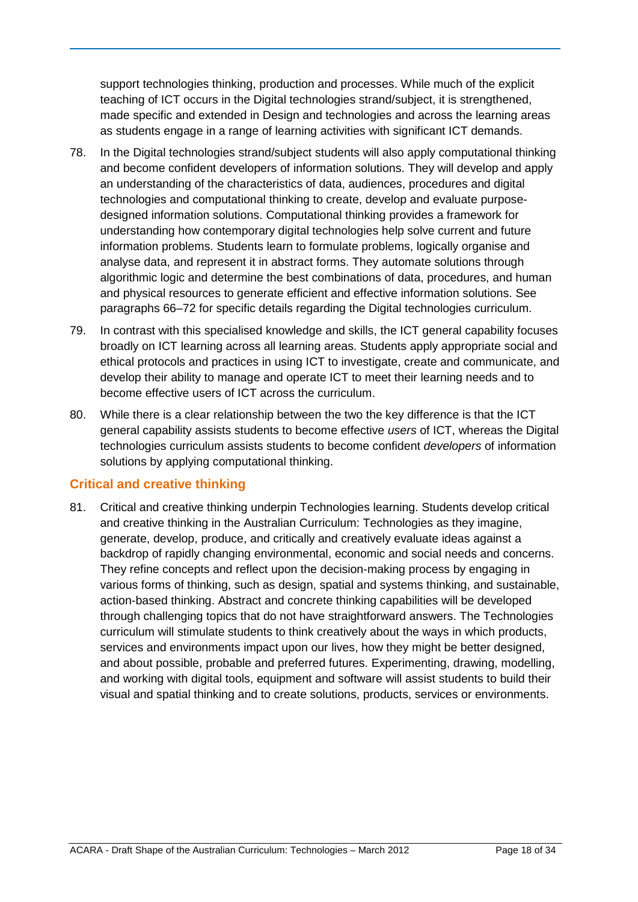support technologies thinking, production and processes. While much of the explicit teaching of ICT occurs in the Digital technologies strand/subject, it is strengthened, made specific and extended in Design and technologies and across the learning areas as students engage in a range of learning activities with significant ICT demands.

78. In the Digital technologies strand/subject students will also apply computational thinking and become confident developers of information solutions. They will develop and apply an understanding of the characteristics of data, audiences, procedures and digital technologies and computational thinking to create, develop and evaluate purpose-designed information solutions. Computational thinking provides a framework for understanding how contemporary digital technologies help solve current and future information problems. Students learn to formulate problems, logically organise and analyse data, and represent it in abstract forms. They automate solutions through algorithmic logic and determine the best combinations of data, procedures, and human and physical resources to generate efficient and effective information solutions. See paragraphs 66–72 for specific details regarding the Digital technologies curriculum.

79. In contrast with this specialised knowledge and skills, the ICT general capability focuses broadly on ICT learning across all learning areas. Students apply appropriate social and ethical protocols and practices in using ICT to investigate, create and communicate, and develop their ability to manage and operate ICT to meet their learning needs and to become effective users of ICT across the curriculum.

80. While there is a clear relationship between the two the key difference is that the ICT general capability assists students to become effective *users* of ICT, whereas the Digital technologies curriculum assists students to become confident *developers* of information solutions by applying computational thinking.

### Critical and creative thinking

81. Critical and creative thinking underpin Technologies learning. Students develop critical and creative thinking in the Australian Curriculum: Technologies as they imagine, generate, develop, produce, and critically and creatively evaluate ideas against a backdrop of rapidly changing environmental, economic and social needs and concerns. They refine concepts and reflect upon the decision-making process by engaging in various forms of thinking, such as design, spatial and systems thinking, and sustainable, action-based thinking. Abstract and concrete thinking capabilities will be developed through challenging topics that do not have straightforward answers. The Technologies curriculum will stimulate students to think creatively about the ways in which products, services and environments impact upon our lives, how they might be better designed, and about possible, probable and preferred futures. Experimenting, drawing, modelling, and working with digital tools, equipment and software will assist students to build their visual and spatial thinking and to create solutions, products, services or environments.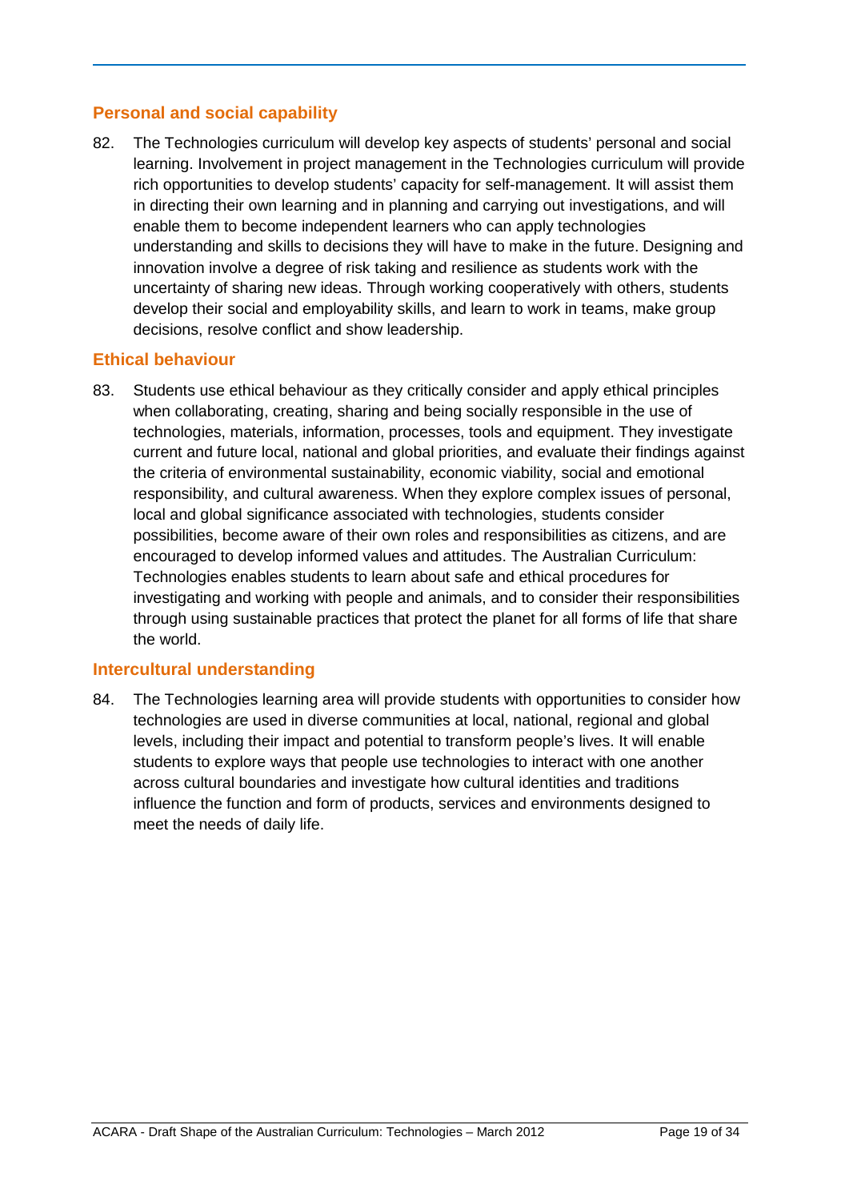## Personal and social capability

82. The Technologies curriculum will develop key aspects of students' personal and social learning. Involvement in project management in the Technologies curriculum will provide rich opportunities to develop students' capacity for self-management. It will assist them in directing their own learning and in planning and carrying out investigations, and will enable them to become independent learners who can apply technologies understanding and skills to decisions they will have to make in the future. Designing and innovation involve a degree of risk taking and resilience as students work with the uncertainty of sharing new ideas. Through working cooperatively with others, students develop their social and employability skills, and learn to work in teams, make group decisions, resolve conflict and show leadership.

## Ethical behaviour

83. Students use ethical behaviour as they critically consider and apply ethical principles when collaborating, creating, sharing and being socially responsible in the use of technologies, materials, information, processes, tools and equipment. They investigate current and future local, national and global priorities, and evaluate their findings against the criteria of environmental sustainability, economic viability, social and emotional responsibility, and cultural awareness. When they explore complex issues of personal, local and global significance associated with technologies, students consider possibilities, become aware of their own roles and responsibilities as citizens, and are encouraged to develop informed values and attitudes. The Australian Curriculum: Technologies enables students to learn about safe and ethical procedures for investigating and working with people and animals, and to consider their responsibilities through using sustainable practices that protect the planet for all forms of life that share the world.

## Intercultural understanding

84. The Technologies learning area will provide students with opportunities to consider how technologies are used in diverse communities at local, national, regional and global levels, including their impact and potential to transform people's lives. It will enable students to explore ways that people use technologies to interact with one another across cultural boundaries and investigate how cultural identities and traditions influence the function and form of products, services and environments designed to meet the needs of daily life.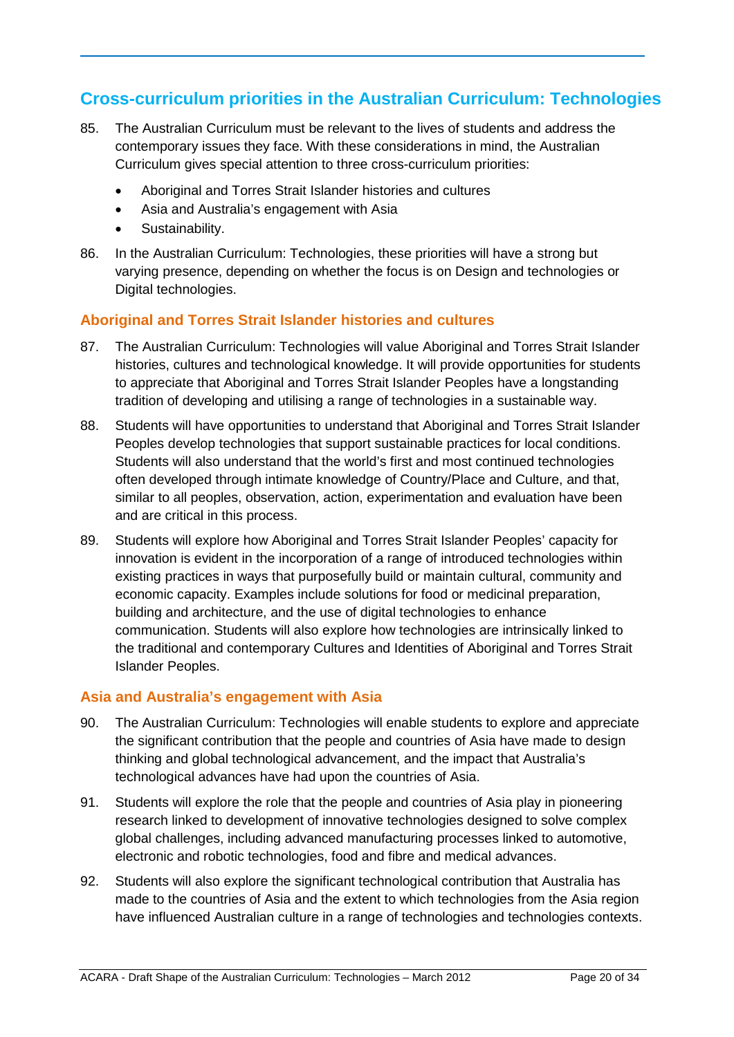## Cross-curriculum priorities in the Australian Curriculum: Technologies

85. The Australian Curriculum must be relevant to the lives of students and address the contemporary issues they face. With these considerations in mind, the Australian Curriculum gives special attention to three cross-curriculum priorities:

    - Aboriginal and Torres Strait Islander histories and cultures
    - Asia and Australia's engagement with Asia
    - Sustainability.

86. In the Australian Curriculum: Technologies, these priorities will have a strong but varying presence, depending on whether the focus is on Design and technologies or Digital technologies.

### Aboriginal and Torres Strait Islander histories and cultures

87. The Australian Curriculum: Technologies will value Aboriginal and Torres Strait Islander histories, cultures and technological knowledge. It will provide opportunities for students to appreciate that Aboriginal and Torres Strait Islander Peoples have a longstanding tradition of developing and utilising a range of technologies in a sustainable way.

88. Students will have opportunities to understand that Aboriginal and Torres Strait Islander Peoples develop technologies that support sustainable practices for local conditions. Students will also understand that the world's first and most continued technologies often developed through intimate knowledge of Country/Place and Culture, and that, similar to all peoples, observation, action, experimentation and evaluation have been and are critical in this process.

89. Students will explore how Aboriginal and Torres Strait Islander Peoples' capacity for innovation is evident in the incorporation of a range of introduced technologies within existing practices in ways that purposefully build or maintain cultural, community and economic capacity. Examples include solutions for food or medicinal preparation, building and architecture, and the use of digital technologies to enhance communication. Students will also explore how technologies are intrinsically linked to the traditional and contemporary Cultures and Identities of Aboriginal and Torres Strait Islander Peoples.

### Asia and Australia's engagement with Asia

90. The Australian Curriculum: Technologies will enable students to explore and appreciate the significant contribution that the people and countries of Asia have made to design thinking and global technological advancement, and the impact that Australia's technological advances have had upon the countries of Asia.

91. Students will explore the role that the people and countries of Asia play in pioneering research linked to development of innovative technologies designed to solve complex global challenges, including advanced manufacturing processes linked to automotive, electronic and robotic technologies, food and fibre and medical advances.

92. Students will also explore the significant technological contribution that Australia has made to the countries of Asia and the extent to which technologies from the Asia region have influenced Australian culture in a range of technologies and technologies contexts.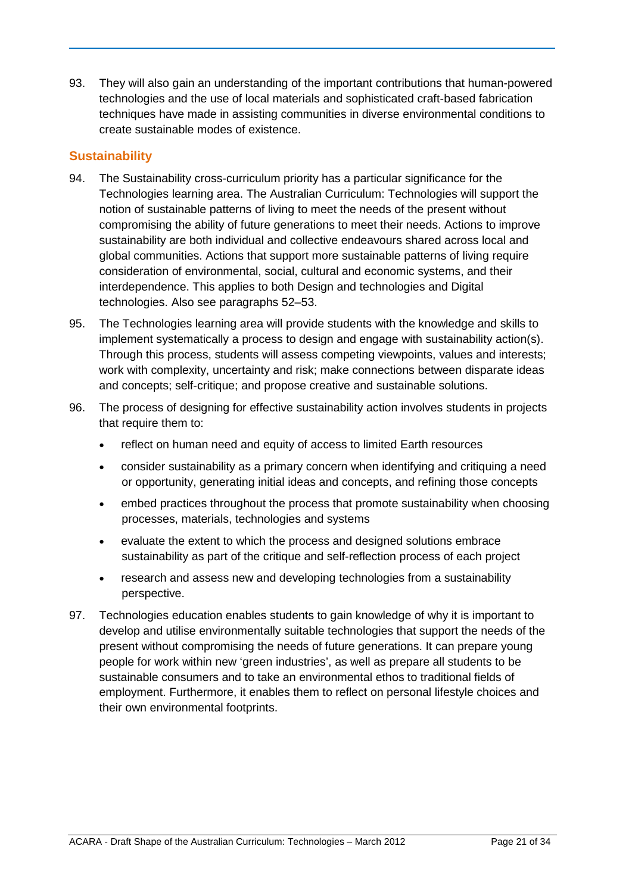93. They will also gain an understanding of the important contributions that human-powered technologies and the use of local materials and sophisticated craft-based fabrication techniques have made in assisting communities in diverse environmental conditions to create sustainable modes of existence.

## Sustainability

94. The Sustainability cross-curriculum priority has a particular significance for the Technologies learning area. The Australian Curriculum: Technologies will support the notion of sustainable patterns of living to meet the needs of the present without compromising the ability of future generations to meet their needs. Actions to improve sustainability are both individual and collective endeavours shared across local and global communities. Actions that support more sustainable patterns of living require consideration of environmental, social, cultural and economic systems, and their interdependence. This applies to both Design and technologies and Digital technologies. Also see paragraphs 52–53.

95. The Technologies learning area will provide students with the knowledge and skills to implement systematically a process to design and engage with sustainability action(s). Through this process, students will assess competing viewpoints, values and interests; work with complexity, uncertainty and risk; make connections between disparate ideas and concepts; self-critique; and propose creative and sustainable solutions.

96. The process of designing for effective sustainability action involves students in projects that require them to:
    - reflect on human need and equity of access to limited Earth resources
    - consider sustainability as a primary concern when identifying and critiquing a need or opportunity, generating initial ideas and concepts, and refining those concepts
    - embed practices throughout the process that promote sustainability when choosing processes, materials, technologies and systems
    - evaluate the extent to which the process and designed solutions embrace sustainability as part of the critique and self-reflection process of each project
    - research and assess new and developing technologies from a sustainability perspective.

97. Technologies education enables students to gain knowledge of why it is important to develop and utilise environmentally suitable technologies that support the needs of the present without compromising the needs of future generations. It can prepare young people for work within new 'green industries', as well as prepare all students to be sustainable consumers and to take an environmental ethos to traditional fields of employment. Furthermore, it enables them to reflect on personal lifestyle choices and their own environmental footprints.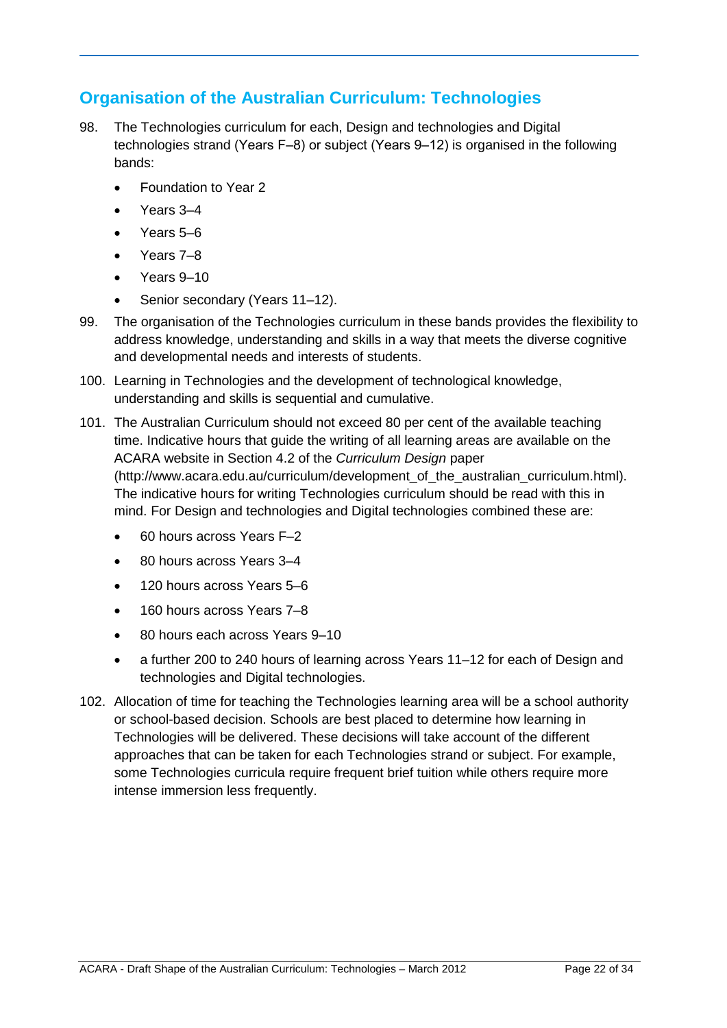## Organisation of the Australian Curriculum: Technologies

98. The Technologies curriculum for each, Design and technologies and Digital technologies strand (Years F–8) or subject (Years 9–12) is organised in the following bands:
    - Foundation to Year 2
    - Years 3–4
    - Years 5–6
    - Years 7–8
    - Years 9–10
    - Senior secondary (Years 11–12).
99. The organisation of the Technologies curriculum in these bands provides the flexibility to address knowledge, understanding and skills in a way that meets the diverse cognitive and developmental needs and interests of students.
100. Learning in Technologies and the development of technological knowledge, understanding and skills is sequential and cumulative.
101. The Australian Curriculum should not exceed 80 per cent of the available teaching time. Indicative hours that guide the writing of all learning areas are available on the ACARA website in Section 4.2 of the *Curriculum Design* paper (http://www.acara.edu.au/curriculum/development_of_the_australian_curriculum.html). The indicative hours for writing Technologies curriculum should be read with this in mind. For Design and technologies and Digital technologies combined these are:
    - 60 hours across Years F–2
    - 80 hours across Years 3–4
    - 120 hours across Years 5–6
    - 160 hours across Years 7–8
    - 80 hours each across Years 9–10
    - a further 200 to 240 hours of learning across Years 11–12 for each of Design and technologies and Digital technologies.
102. Allocation of time for teaching the Technologies learning area will be a school authority or school-based decision. Schools are best placed to determine how learning in Technologies will be delivered. These decisions will take account of the different approaches that can be taken for each Technologies strand or subject. For example, some Technologies curricula require frequent brief tuition while others require more intense immersion less frequently.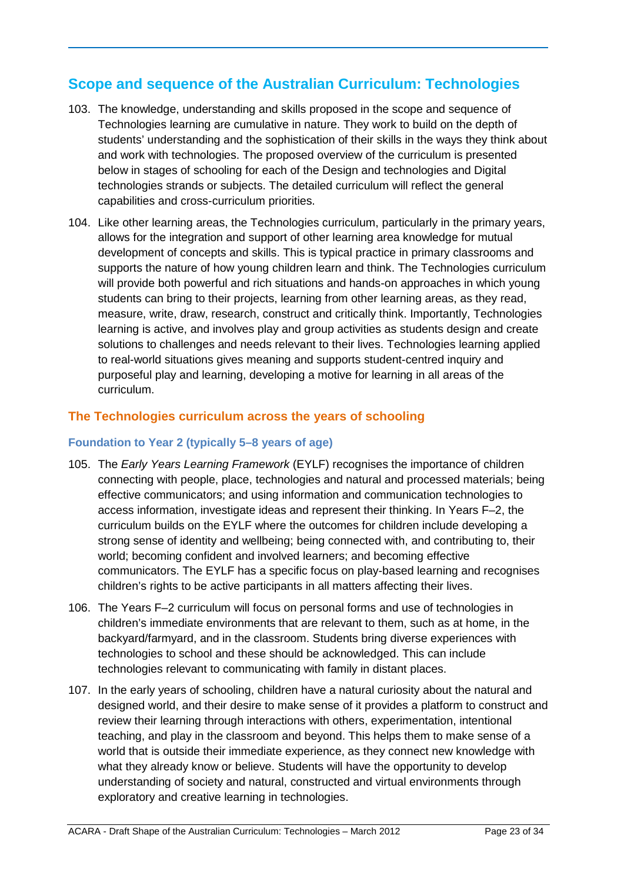## Scope and sequence of the Australian Curriculum: Technologies

103. The knowledge, understanding and skills proposed in the scope and sequence of Technologies learning are cumulative in nature. They work to build on the depth of students' understanding and the sophistication of their skills in the ways they think about and work with technologies. The proposed overview of the curriculum is presented below in stages of schooling for each of the Design and technologies and Digital technologies strands or subjects. The detailed curriculum will reflect the general capabilities and cross-curriculum priorities.

104. Like other learning areas, the Technologies curriculum, particularly in the primary years, allows for the integration and support of other learning area knowledge for mutual development of concepts and skills. This is typical practice in primary classrooms and supports the nature of how young children learn and think. The Technologies curriculum will provide both powerful and rich situations and hands-on approaches in which young students can bring to their projects, learning from other learning areas, as they read, measure, write, draw, research, construct and critically think. Importantly, Technologies learning is active, and involves play and group activities as students design and create solutions to challenges and needs relevant to their lives. Technologies learning applied to real-world situations gives meaning and supports student-centred inquiry and purposeful play and learning, developing a motive for learning in all areas of the curriculum.

### The Technologies curriculum across the years of schooling

#### Foundation to Year 2 (typically 5–8 years of age)

105. The *Early Years Learning Framework* (EYLF) recognises the importance of children connecting with people, place, technologies and natural and processed materials; being effective communicators; and using information and communication technologies to access information, investigate ideas and represent their thinking. In Years F–2, the curriculum builds on the EYLF where the outcomes for children include developing a strong sense of identity and wellbeing; being connected with, and contributing to, their world; becoming confident and involved learners; and becoming effective communicators. The EYLF has a specific focus on play-based learning and recognises children's rights to be active participants in all matters affecting their lives.

106. The Years F–2 curriculum will focus on personal forms and use of technologies in children's immediate environments that are relevant to them, such as at home, in the backyard/farmyard, and in the classroom. Students bring diverse experiences with technologies to school and these should be acknowledged. This can include technologies relevant to communicating with family in distant places.

107. In the early years of schooling, children have a natural curiosity about the natural and designed world, and their desire to make sense of it provides a platform to construct and review their learning through interactions with others, experimentation, intentional teaching, and play in the classroom and beyond. This helps them to make sense of a world that is outside their immediate experience, as they connect new knowledge with what they already know or believe. Students will have the opportunity to develop understanding of society and natural, constructed and virtual environments through exploratory and creative learning in technologies.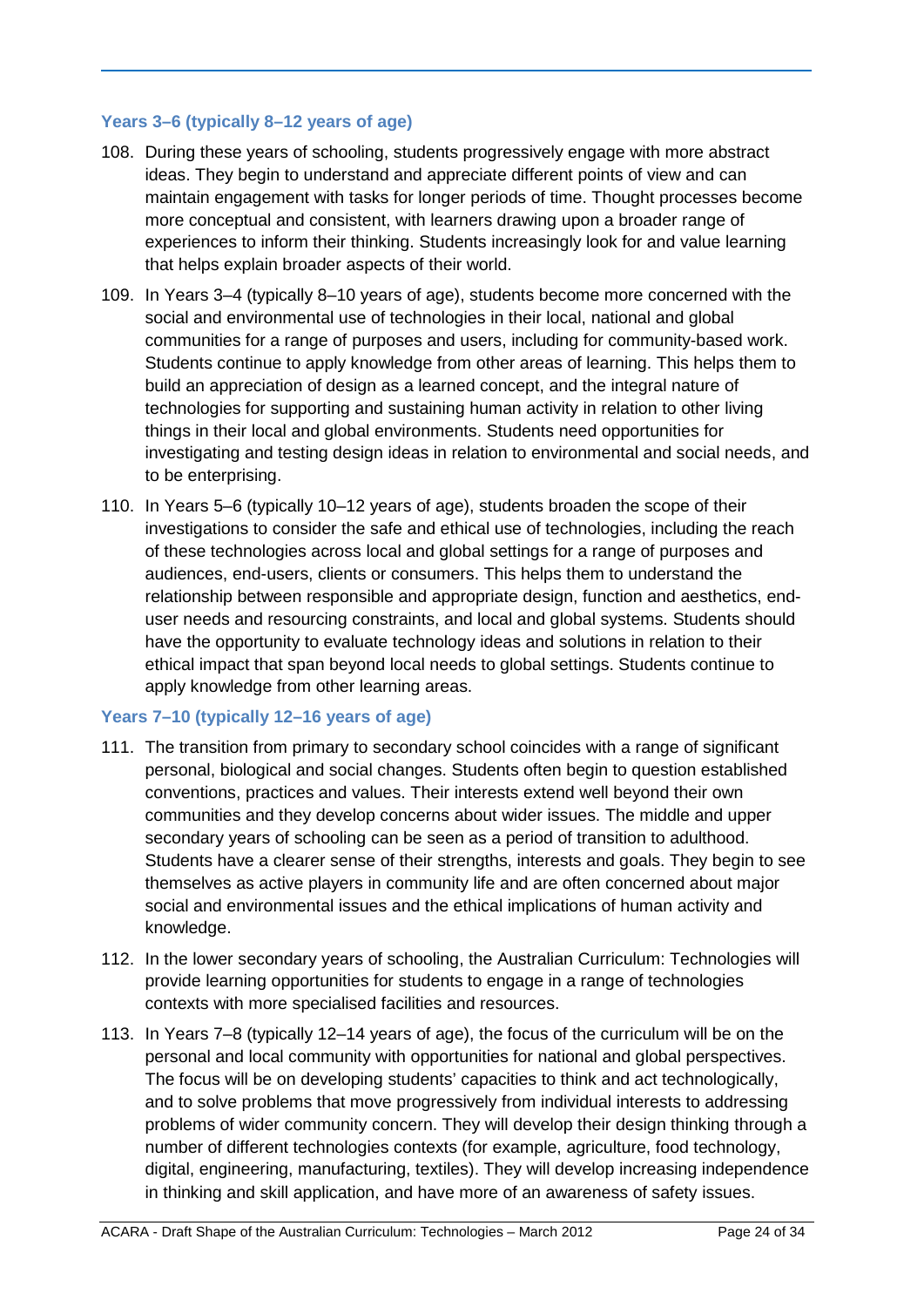### Years 3–6 (typically 8–12 years of age)

108. During these years of schooling, students progressively engage with more abstract ideas. They begin to understand and appreciate different points of view and can maintain engagement with tasks for longer periods of time. Thought processes become more conceptual and consistent, with learners drawing upon a broader range of experiences to inform their thinking. Students increasingly look for and value learning that helps explain broader aspects of their world.

109. In Years 3–4 (typically 8–10 years of age), students become more concerned with the social and environmental use of technologies in their local, national and global communities for a range of purposes and users, including for community-based work. Students continue to apply knowledge from other areas of learning. This helps them to build an appreciation of design as a learned concept, and the integral nature of technologies for supporting and sustaining human activity in relation to other living things in their local and global environments. Students need opportunities for investigating and testing design ideas in relation to environmental and social needs, and to be enterprising.

110. In Years 5–6 (typically 10–12 years of age), students broaden the scope of their investigations to consider the safe and ethical use of technologies, including the reach of these technologies across local and global settings for a range of purposes and audiences, end-users, clients or consumers. This helps them to understand the relationship between responsible and appropriate design, function and aesthetics, end-user needs and resourcing constraints, and local and global systems. Students should have the opportunity to evaluate technology ideas and solutions in relation to their ethical impact that span beyond local needs to global settings. Students continue to apply knowledge from other learning areas.

### Years 7–10 (typically 12–16 years of age)

111. The transition from primary to secondary school coincides with a range of significant personal, biological and social changes. Students often begin to question established conventions, practices and values. Their interests extend well beyond their own communities and they develop concerns about wider issues. The middle and upper secondary years of schooling can be seen as a period of transition to adulthood. Students have a clearer sense of their strengths, interests and goals. They begin to see themselves as active players in community life and are often concerned about major social and environmental issues and the ethical implications of human activity and knowledge.

112. In the lower secondary years of schooling, the Australian Curriculum: Technologies will provide learning opportunities for students to engage in a range of technologies contexts with more specialised facilities and resources.

113. In Years 7–8 (typically 12–14 years of age), the focus of the curriculum will be on the personal and local community with opportunities for national and global perspectives. The focus will be on developing students' capacities to think and act technologically, and to solve problems that move progressively from individual interests to addressing problems of wider community concern. They will develop their design thinking through a number of different technologies contexts (for example, agriculture, food technology, digital, engineering, manufacturing, textiles). They will develop increasing independence in thinking and skill application, and have more of an awareness of safety issues.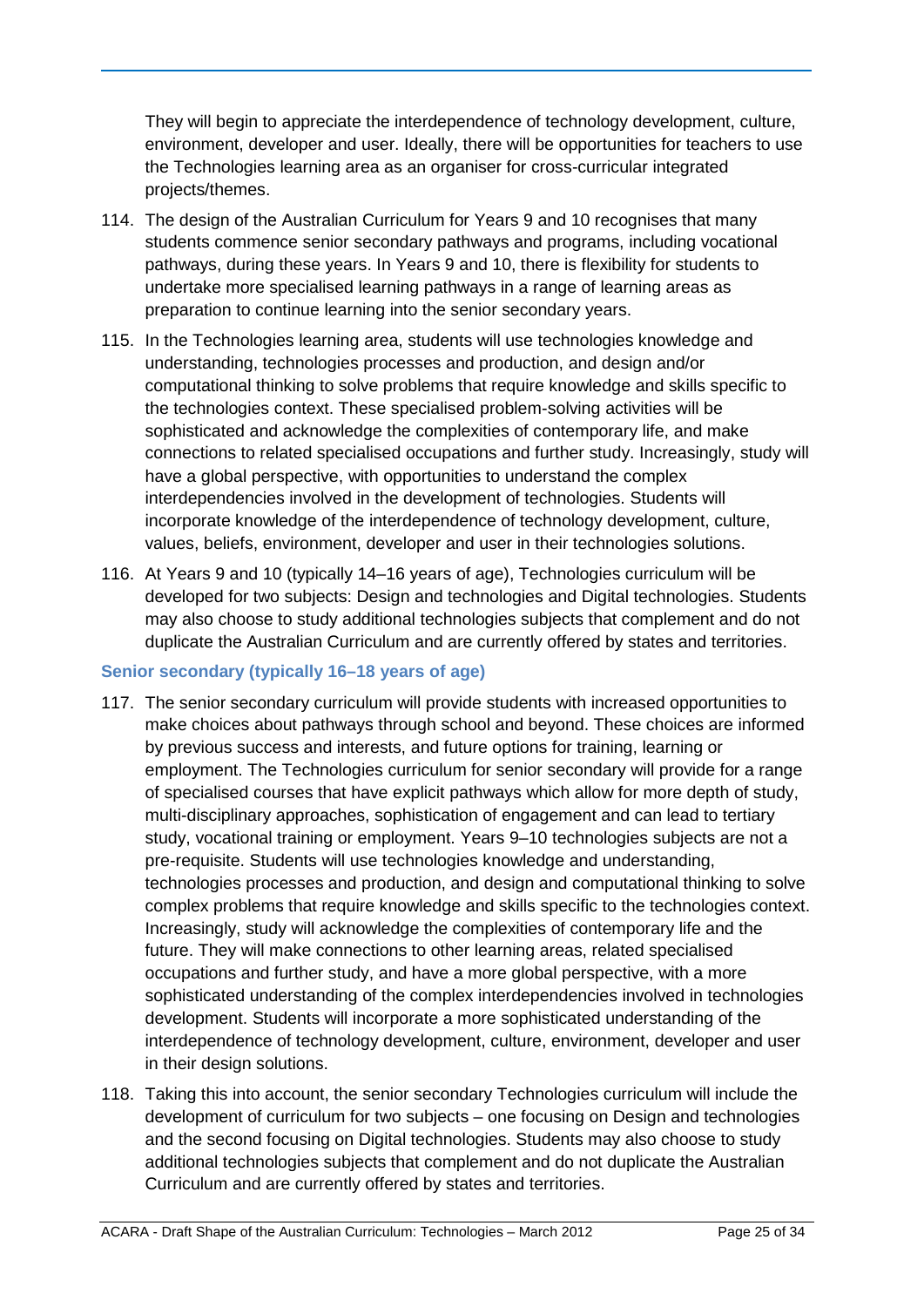They will begin to appreciate the interdependence of technology development, culture, environment, developer and user. Ideally, there will be opportunities for teachers to use the Technologies learning area as an organiser for cross-curricular integrated projects/themes.

114. The design of the Australian Curriculum for Years 9 and 10 recognises that many students commence senior secondary pathways and programs, including vocational pathways, during these years. In Years 9 and 10, there is flexibility for students to undertake more specialised learning pathways in a range of learning areas as preparation to continue learning into the senior secondary years.

115. In the Technologies learning area, students will use technologies knowledge and understanding, technologies processes and production, and design and/or computational thinking to solve problems that require knowledge and skills specific to the technologies context. These specialised problem-solving activities will be sophisticated and acknowledge the complexities of contemporary life, and make connections to related specialised occupations and further study. Increasingly, study will have a global perspective, with opportunities to understand the complex interdependencies involved in the development of technologies. Students will incorporate knowledge of the interdependence of technology development, culture, values, beliefs, environment, developer and user in their technologies solutions.

116. At Years 9 and 10 (typically 14–16 years of age), Technologies curriculum will be developed for two subjects: Design and technologies and Digital technologies. Students may also choose to study additional technologies subjects that complement and do not duplicate the Australian Curriculum and are currently offered by states and territories.

### Senior secondary (typically 16–18 years of age)

117. The senior secondary curriculum will provide students with increased opportunities to make choices about pathways through school and beyond. These choices are informed by previous success and interests, and future options for training, learning or employment. The Technologies curriculum for senior secondary will provide for a range of specialised courses that have explicit pathways which allow for more depth of study, multi-disciplinary approaches, sophistication of engagement and can lead to tertiary study, vocational training or employment. Years 9–10 technologies subjects are not a pre-requisite. Students will use technologies knowledge and understanding, technologies processes and production, and design and computational thinking to solve complex problems that require knowledge and skills specific to the technologies context. Increasingly, study will acknowledge the complexities of contemporary life and the future. They will make connections to other learning areas, related specialised occupations and further study, and have a more global perspective, with a more sophisticated understanding of the complex interdependencies involved in technologies development. Students will incorporate a more sophisticated understanding of the interdependence of technology development, culture, environment, developer and user in their design solutions.

118. Taking this into account, the senior secondary Technologies curriculum will include the development of curriculum for two subjects – one focusing on Design and technologies and the second focusing on Digital technologies. Students may also choose to study additional technologies subjects that complement and do not duplicate the Australian Curriculum and are currently offered by states and territories.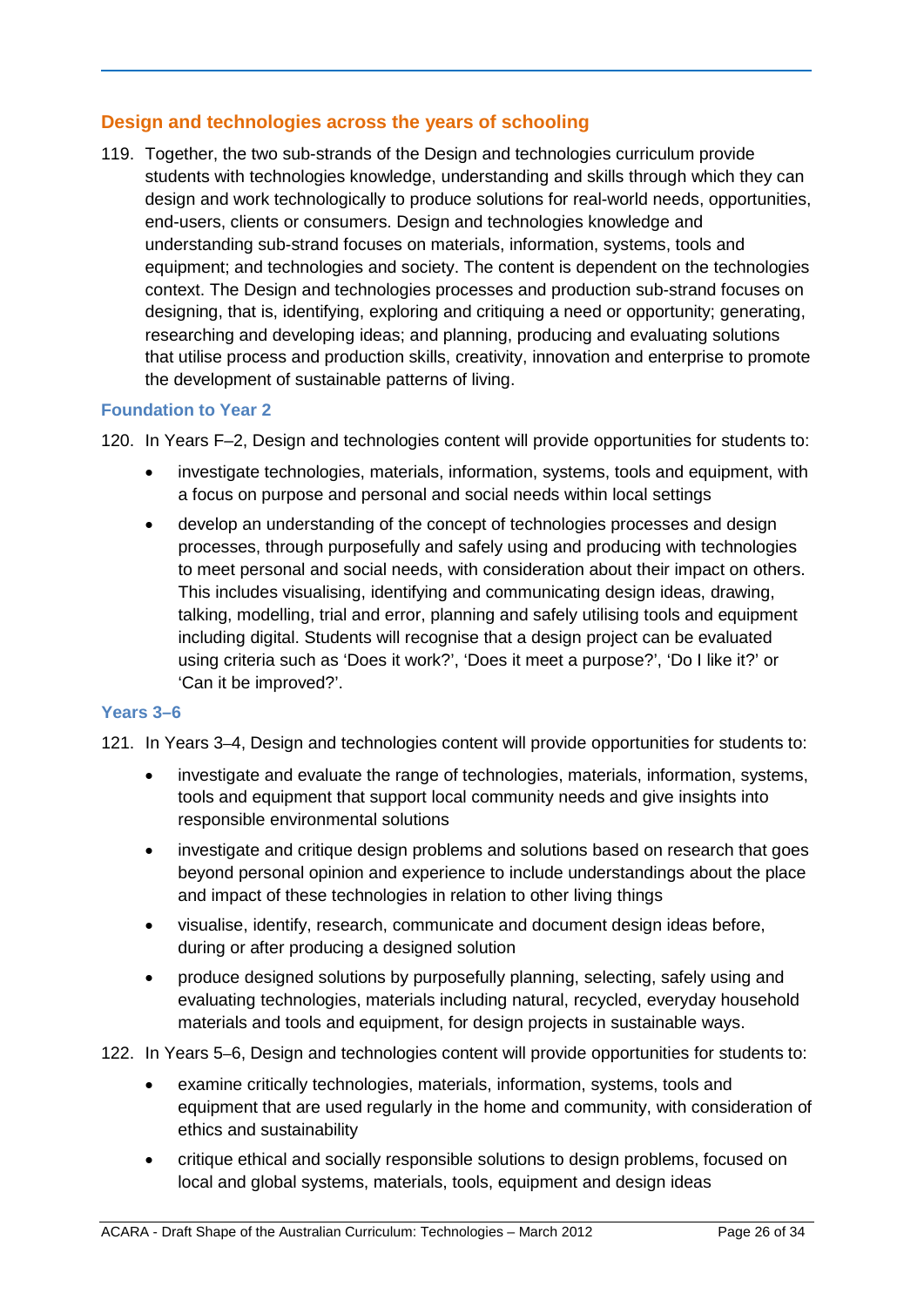## Design and technologies across the years of schooling

119. Together, the two sub-strands of the Design and technologies curriculum provide students with technologies knowledge, understanding and skills through which they can design and work technologically to produce solutions for real-world needs, opportunities, end-users, clients or consumers. Design and technologies knowledge and understanding sub-strand focuses on materials, information, systems, tools and equipment; and technologies and society. The content is dependent on the technologies context. The Design and technologies processes and production sub-strand focuses on designing, that is, identifying, exploring and critiquing a need or opportunity; generating, researching and developing ideas; and planning, producing and evaluating solutions that utilise process and production skills, creativity, innovation and enterprise to promote the development of sustainable patterns of living.

### Foundation to Year 2

120. In Years F–2, Design and technologies content will provide opportunities for students to:

- investigate technologies, materials, information, systems, tools and equipment, with a focus on purpose and personal and social needs within local settings
- develop an understanding of the concept of technologies processes and design processes, through purposefully and safely using and producing with technologies to meet personal and social needs, with consideration about their impact on others. This includes visualising, identifying and communicating design ideas, drawing, talking, modelling, trial and error, planning and safely utilising tools and equipment including digital. Students will recognise that a design project can be evaluated using criteria such as 'Does it work?', 'Does it meet a purpose?', 'Do I like it?' or 'Can it be improved?'.

### Years 3–6

121. In Years 3–4, Design and technologies content will provide opportunities for students to:

- investigate and evaluate the range of technologies, materials, information, systems, tools and equipment that support local community needs and give insights into responsible environmental solutions
- investigate and critique design problems and solutions based on research that goes beyond personal opinion and experience to include understandings about the place and impact of these technologies in relation to other living things
- visualise, identify, research, communicate and document design ideas before, during or after producing a designed solution
- produce designed solutions by purposefully planning, selecting, safely using and evaluating technologies, materials including natural, recycled, everyday household materials and tools and equipment, for design projects in sustainable ways.

122. In Years 5–6, Design and technologies content will provide opportunities for students to:

- examine critically technologies, materials, information, systems, tools and equipment that are used regularly in the home and community, with consideration of ethics and sustainability
- critique ethical and socially responsible solutions to design problems, focused on local and global systems, materials, tools, equipment and design ideas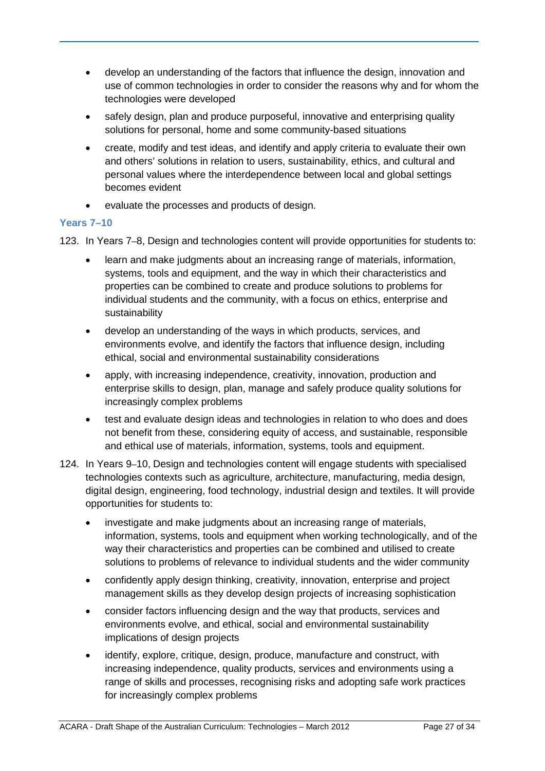- develop an understanding of the factors that influence the design, innovation and use of common technologies in order to consider the reasons why and for whom the technologies were developed
- safely design, plan and produce purposeful, innovative and enterprising quality solutions for personal, home and some community-based situations
- create, modify and test ideas, and identify and apply criteria to evaluate their own and others' solutions in relation to users, sustainability, ethics, and cultural and personal values where the interdependence between local and global settings becomes evident
- evaluate the processes and products of design.

### Years 7–10

123. In Years 7–8, Design and technologies content will provide opportunities for students to:

    - learn and make judgments about an increasing range of materials, information, systems, tools and equipment, and the way in which their characteristics and properties can be combined to create and produce solutions to problems for individual students and the community, with a focus on ethics, enterprise and sustainability
    - develop an understanding of the ways in which products, services, and environments evolve, and identify the factors that influence design, including ethical, social and environmental sustainability considerations
    - apply, with increasing independence, creativity, innovation, production and enterprise skills to design, plan, manage and safely produce quality solutions for increasingly complex problems
    - test and evaluate design ideas and technologies in relation to who does and does not benefit from these, considering equity of access, and sustainable, responsible and ethical use of materials, information, systems, tools and equipment.

124. In Years 9–10, Design and technologies content will engage students with specialised technologies contexts such as agriculture, architecture, manufacturing, media design, digital design, engineering, food technology, industrial design and textiles. It will provide opportunities for students to:

    - investigate and make judgments about an increasing range of materials, information, systems, tools and equipment when working technologically, and of the way their characteristics and properties can be combined and utilised to create solutions to problems of relevance to individual students and the wider community
    - confidently apply design thinking, creativity, innovation, enterprise and project management skills as they develop design projects of increasing sophistication
    - consider factors influencing design and the way that products, services and environments evolve, and ethical, social and environmental sustainability implications of design projects
    - identify, explore, critique, design, produce, manufacture and construct, with increasing independence, quality products, services and environments using a range of skills and processes, recognising risks and adopting safe work practices for increasingly complex problems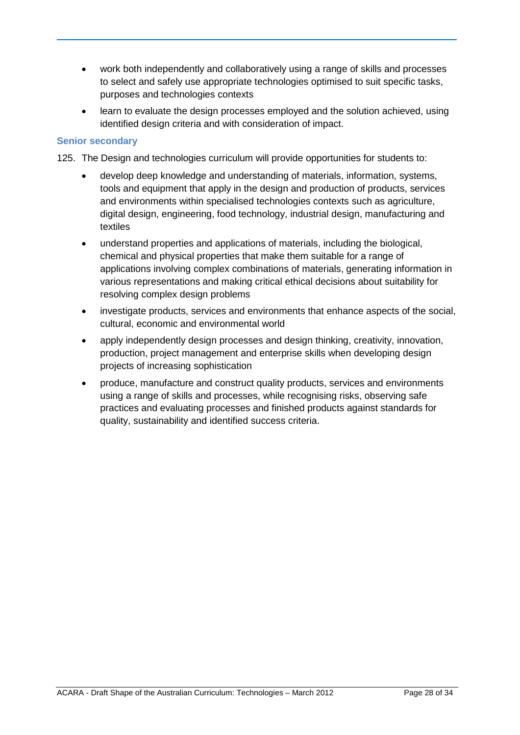- work both independently and collaboratively using a range of skills and processes to select and safely use appropriate technologies optimised to suit specific tasks, purposes and technologies contexts
- learn to evaluate the design processes employed and the solution achieved, using identified design criteria and with consideration of impact.

### Senior secondary

125. The Design and technologies curriculum will provide opportunities for students to:

- develop deep knowledge and understanding of materials, information, systems, tools and equipment that apply in the design and production of products, services and environments within specialised technologies contexts such as agriculture, digital design, engineering, food technology, industrial design, manufacturing and textiles
- understand properties and applications of materials, including the biological, chemical and physical properties that make them suitable for a range of applications involving complex combinations of materials, generating information in various representations and making critical ethical decisions about suitability for resolving complex design problems
- investigate products, services and environments that enhance aspects of the social, cultural, economic and environmental world
- apply independently design processes and design thinking, creativity, innovation, production, project management and enterprise skills when developing design projects of increasing sophistication
- produce, manufacture and construct quality products, services and environments using a range of skills and processes, while recognising risks, observing safe practices and evaluating processes and finished products against standards for quality, sustainability and identified success criteria.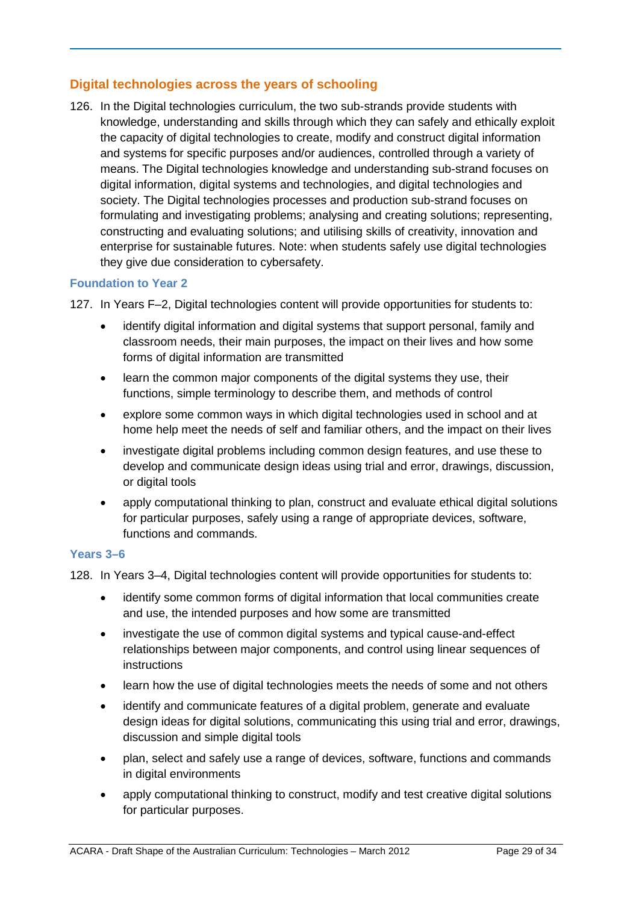## Digital technologies across the years of schooling

126. In the Digital technologies curriculum, the two sub-strands provide students with knowledge, understanding and skills through which they can safely and ethically exploit the capacity of digital technologies to create, modify and construct digital information and systems for specific purposes and/or audiences, controlled through a variety of means. The Digital technologies knowledge and understanding sub-strand focuses on digital information, digital systems and technologies, and digital technologies and society. The Digital technologies processes and production sub-strand focuses on formulating and investigating problems; analysing and creating solutions; representing, constructing and evaluating solutions; and utilising skills of creativity, innovation and enterprise for sustainable futures. Note: when students safely use digital technologies they give due consideration to cybersafety.

### Foundation to Year 2

127. In Years F–2, Digital technologies content will provide opportunities for students to:

- identify digital information and digital systems that support personal, family and classroom needs, their main purposes, the impact on their lives and how some forms of digital information are transmitted
- learn the common major components of the digital systems they use, their functions, simple terminology to describe them, and methods of control
- explore some common ways in which digital technologies used in school and at home help meet the needs of self and familiar others, and the impact on their lives
- investigate digital problems including common design features, and use these to develop and communicate design ideas using trial and error, drawings, discussion, or digital tools
- apply computational thinking to plan, construct and evaluate ethical digital solutions for particular purposes, safely using a range of appropriate devices, software, functions and commands.

### Years 3–6

128. In Years 3–4, Digital technologies content will provide opportunities for students to:

- identify some common forms of digital information that local communities create and use, the intended purposes and how some are transmitted
- investigate the use of common digital systems and typical cause-and-effect relationships between major components, and control using linear sequences of instructions
- learn how the use of digital technologies meets the needs of some and not others
- identify and communicate features of a digital problem, generate and evaluate design ideas for digital solutions, communicating this using trial and error, drawings, discussion and simple digital tools
- plan, select and safely use a range of devices, software, functions and commands in digital environments
- apply computational thinking to construct, modify and test creative digital solutions for particular purposes.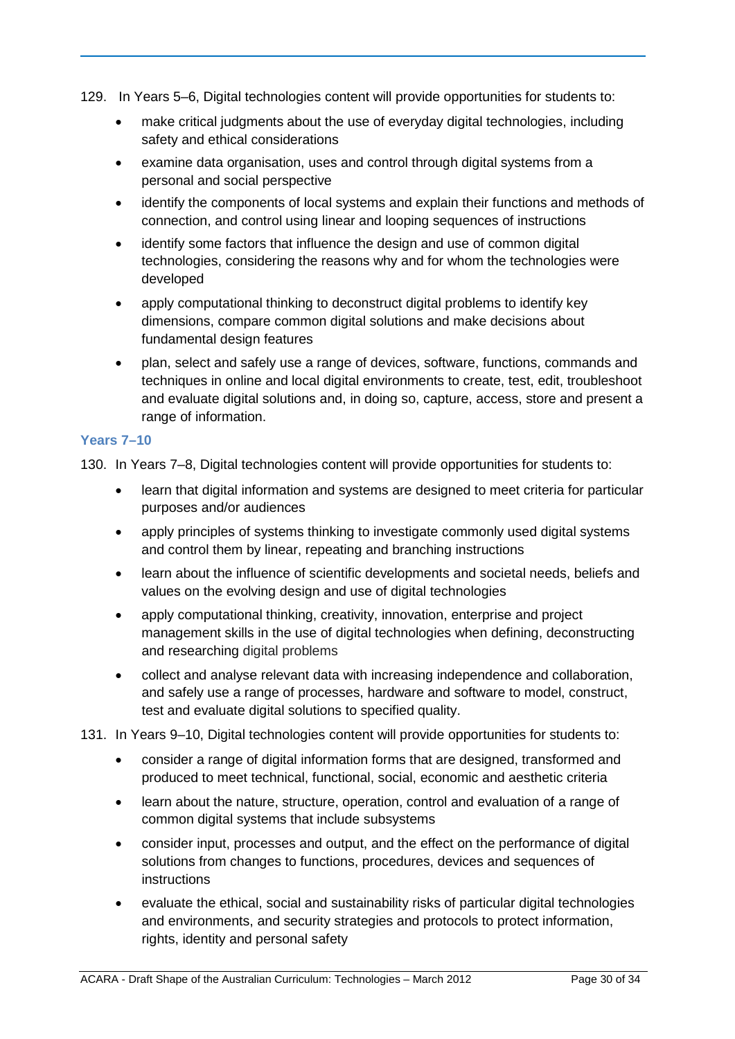129. In Years 5–6, Digital technologies content will provide opportunities for students to:

- make critical judgments about the use of everyday digital technologies, including safety and ethical considerations
- examine data organisation, uses and control through digital systems from a personal and social perspective
- identify the components of local systems and explain their functions and methods of connection, and control using linear and looping sequences of instructions
- identify some factors that influence the design and use of common digital technologies, considering the reasons why and for whom the technologies were developed
- apply computational thinking to deconstruct digital problems to identify key dimensions, compare common digital solutions and make decisions about fundamental design features
- plan, select and safely use a range of devices, software, functions, commands and techniques in online and local digital environments to create, test, edit, troubleshoot and evaluate digital solutions and, in doing so, capture, access, store and present a range of information.

### Years 7–10

130. In Years 7–8, Digital technologies content will provide opportunities for students to:

- learn that digital information and systems are designed to meet criteria for particular purposes and/or audiences
- apply principles of systems thinking to investigate commonly used digital systems and control them by linear, repeating and branching instructions
- learn about the influence of scientific developments and societal needs, beliefs and values on the evolving design and use of digital technologies
- apply computational thinking, creativity, innovation, enterprise and project management skills in the use of digital technologies when defining, deconstructing and researching digital problems
- collect and analyse relevant data with increasing independence and collaboration, and safely use a range of processes, hardware and software to model, construct, test and evaluate digital solutions to specified quality.

131. In Years 9–10, Digital technologies content will provide opportunities for students to:

- consider a range of digital information forms that are designed, transformed and produced to meet technical, functional, social, economic and aesthetic criteria
- learn about the nature, structure, operation, control and evaluation of a range of common digital systems that include subsystems
- consider input, processes and output, and the effect on the performance of digital solutions from changes to functions, procedures, devices and sequences of instructions
- evaluate the ethical, social and sustainability risks of particular digital technologies and environments, and security strategies and protocols to protect information, rights, identity and personal safety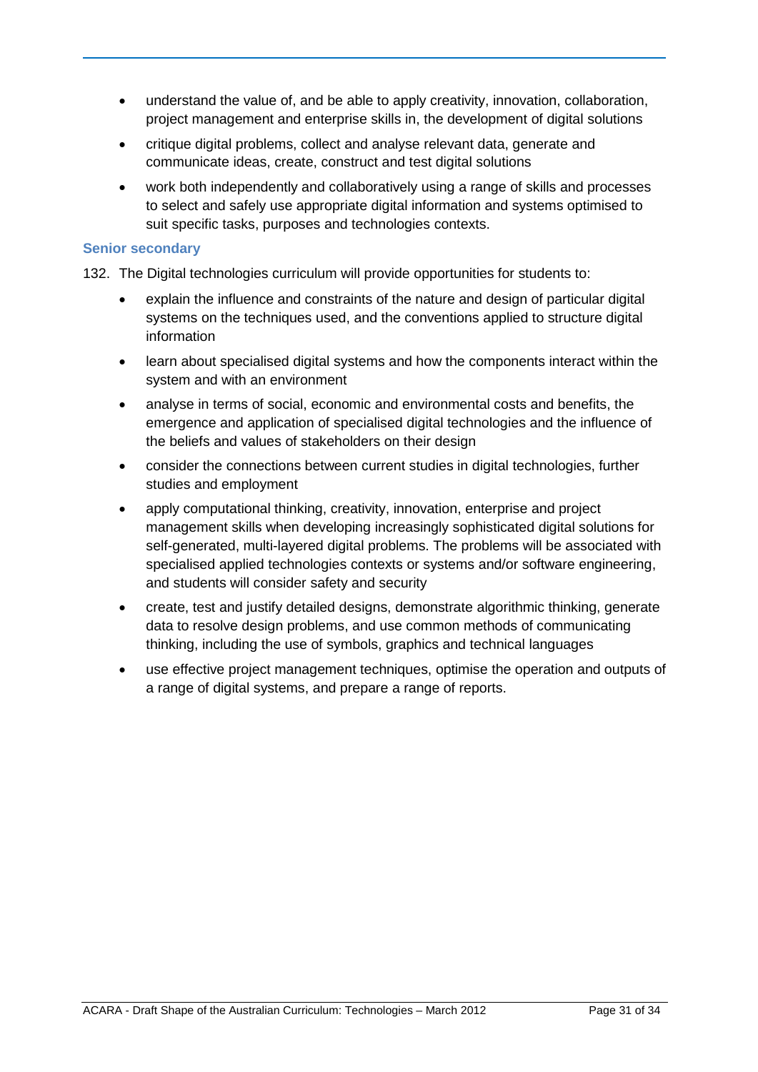- understand the value of, and be able to apply creativity, innovation, collaboration, project management and enterprise skills in, the development of digital solutions
- critique digital problems, collect and analyse relevant data, generate and communicate ideas, create, construct and test digital solutions
- work both independently and collaboratively using a range of skills and processes to select and safely use appropriate digital information and systems optimised to suit specific tasks, purposes and technologies contexts.

### Senior secondary

132. The Digital technologies curriculum will provide opportunities for students to:

- explain the influence and constraints of the nature and design of particular digital systems on the techniques used, and the conventions applied to structure digital information
- learn about specialised digital systems and how the components interact within the system and with an environment
- analyse in terms of social, economic and environmental costs and benefits, the emergence and application of specialised digital technologies and the influence of the beliefs and values of stakeholders on their design
- consider the connections between current studies in digital technologies, further studies and employment
- apply computational thinking, creativity, innovation, enterprise and project management skills when developing increasingly sophisticated digital solutions for self-generated, multi-layered digital problems. The problems will be associated with specialised applied technologies contexts or systems and/or software engineering, and students will consider safety and security
- create, test and justify detailed designs, demonstrate algorithmic thinking, generate data to resolve design problems, and use common methods of communicating thinking, including the use of symbols, graphics and technical languages
- use effective project management techniques, optimise the operation and outputs of a range of digital systems, and prepare a range of reports.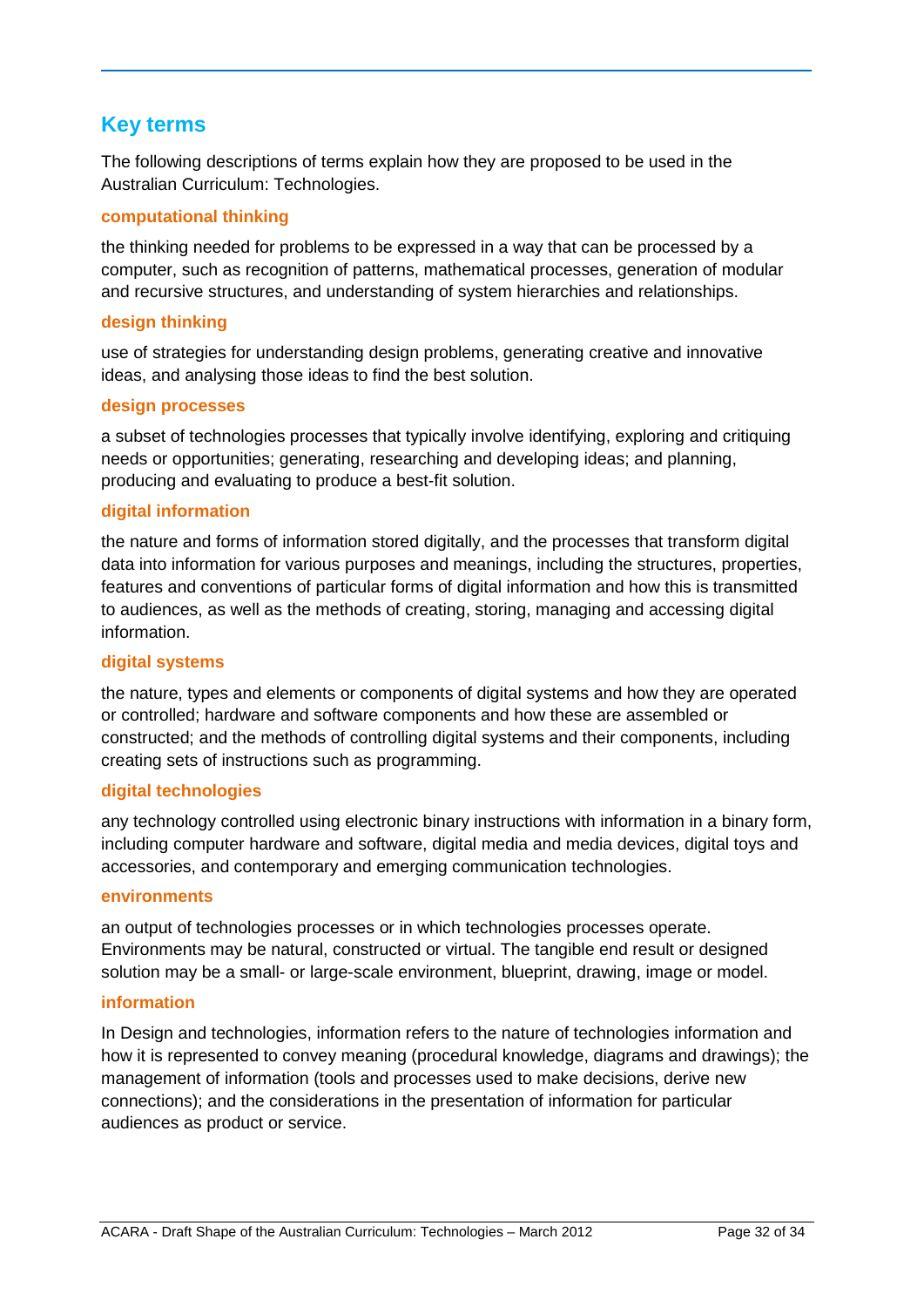## Key terms

The following descriptions of terms explain how they are proposed to be used in the Australian Curriculum: Technologies.

### computational thinking

the thinking needed for problems to be expressed in a way that can be processed by a computer, such as recognition of patterns, mathematical processes, generation of modular and recursive structures, and understanding of system hierarchies and relationships.

### design thinking

use of strategies for understanding design problems, generating creative and innovative ideas, and analysing those ideas to find the best solution.

### design processes

a subset of technologies processes that typically involve identifying, exploring and critiquing needs or opportunities; generating, researching and developing ideas; and planning, producing and evaluating to produce a best-fit solution.

### digital information

the nature and forms of information stored digitally, and the processes that transform digital data into information for various purposes and meanings, including the structures, properties, features and conventions of particular forms of digital information and how this is transmitted to audiences, as well as the methods of creating, storing, managing and accessing digital information.

### digital systems

the nature, types and elements or components of digital systems and how they are operated or controlled; hardware and software components and how these are assembled or constructed; and the methods of controlling digital systems and their components, including creating sets of instructions such as programming.

### digital technologies

any technology controlled using electronic binary instructions with information in a binary form, including computer hardware and software, digital media and media devices, digital toys and accessories, and contemporary and emerging communication technologies.

### environments

an output of technologies processes or in which technologies processes operate. Environments may be natural, constructed or virtual. The tangible end result or designed solution may be a small- or large-scale environment, blueprint, drawing, image or model.

### information

In Design and technologies, information refers to the nature of technologies information and how it is represented to convey meaning (procedural knowledge, diagrams and drawings); the management of information (tools and processes used to make decisions, derive new connections); and the considerations in the presentation of information for particular audiences as product or service.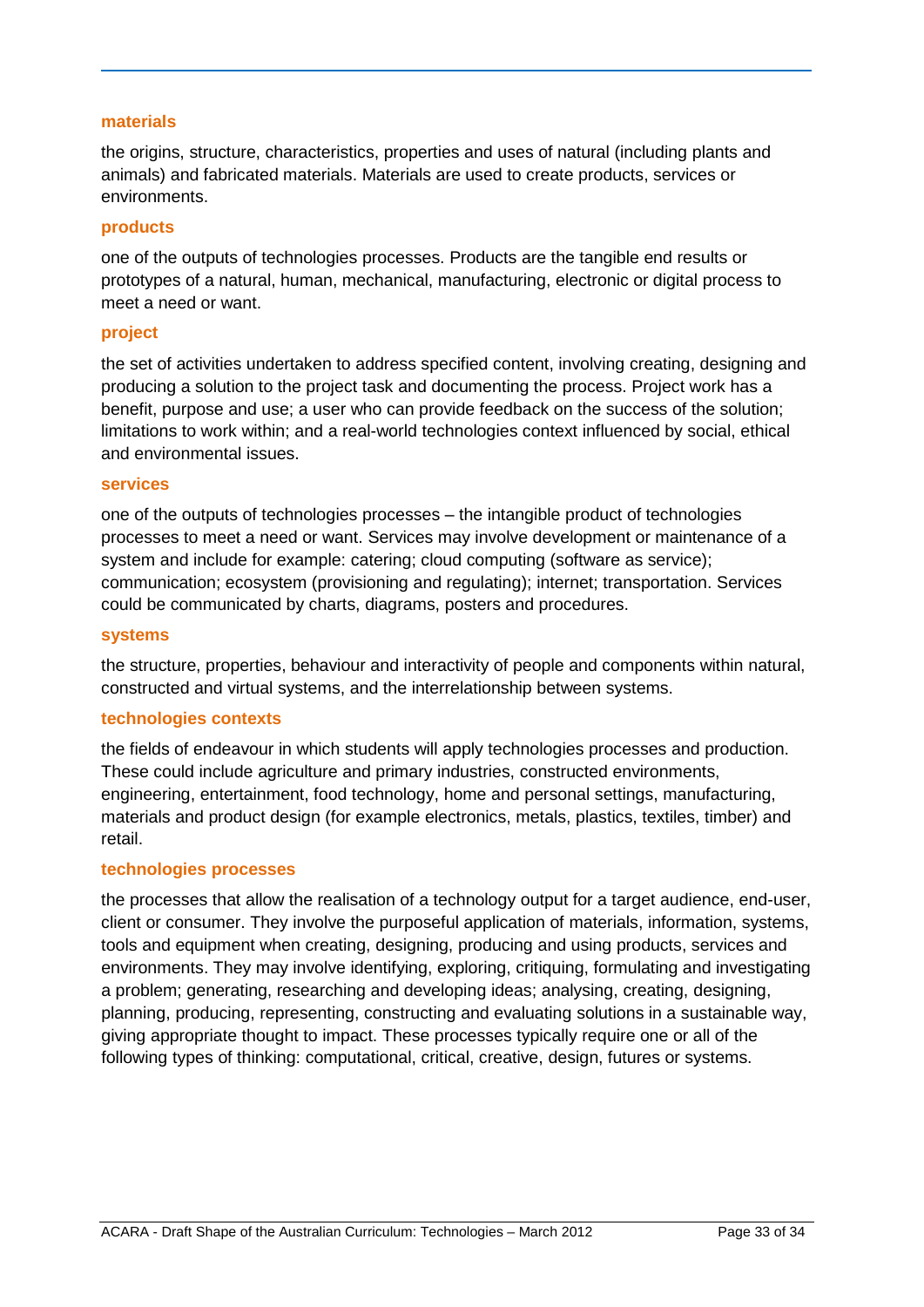**materials**

the origins, structure, characteristics, properties and uses of natural (including plants and animals) and fabricated materials. Materials are used to create products, services or environments.

**products**

one of the outputs of technologies processes. Products are the tangible end results or prototypes of a natural, human, mechanical, manufacturing, electronic or digital process to meet a need or want.

**project**

the set of activities undertaken to address specified content, involving creating, designing and producing a solution to the project task and documenting the process. Project work has a benefit, purpose and use; a user who can provide feedback on the success of the solution; limitations to work within; and a real-world technologies context influenced by social, ethical and environmental issues.

**services**

one of the outputs of technologies processes – the intangible product of technologies processes to meet a need or want. Services may involve development or maintenance of a system and include for example: catering; cloud computing (software as service); communication; ecosystem (provisioning and regulating); internet; transportation. Services could be communicated by charts, diagrams, posters and procedures.

**systems**

the structure, properties, behaviour and interactivity of people and components within natural, constructed and virtual systems, and the interrelationship between systems.

**technologies contexts**

the fields of endeavour in which students will apply technologies processes and production. These could include agriculture and primary industries, constructed environments, engineering, entertainment, food technology, home and personal settings, manufacturing, materials and product design (for example electronics, metals, plastics, textiles, timber) and retail.

**technologies processes**

the processes that allow the realisation of a technology output for a target audience, end-user, client or consumer. They involve the purposeful application of materials, information, systems, tools and equipment when creating, designing, producing and using products, services and environments. They may involve identifying, exploring, critiquing, formulating and investigating a problem; generating, researching and developing ideas; analysing, creating, designing, planning, producing, representing, constructing and evaluating solutions in a sustainable way, giving appropriate thought to impact. These processes typically require one or all of the following types of thinking: computational, critical, creative, design, futures or systems.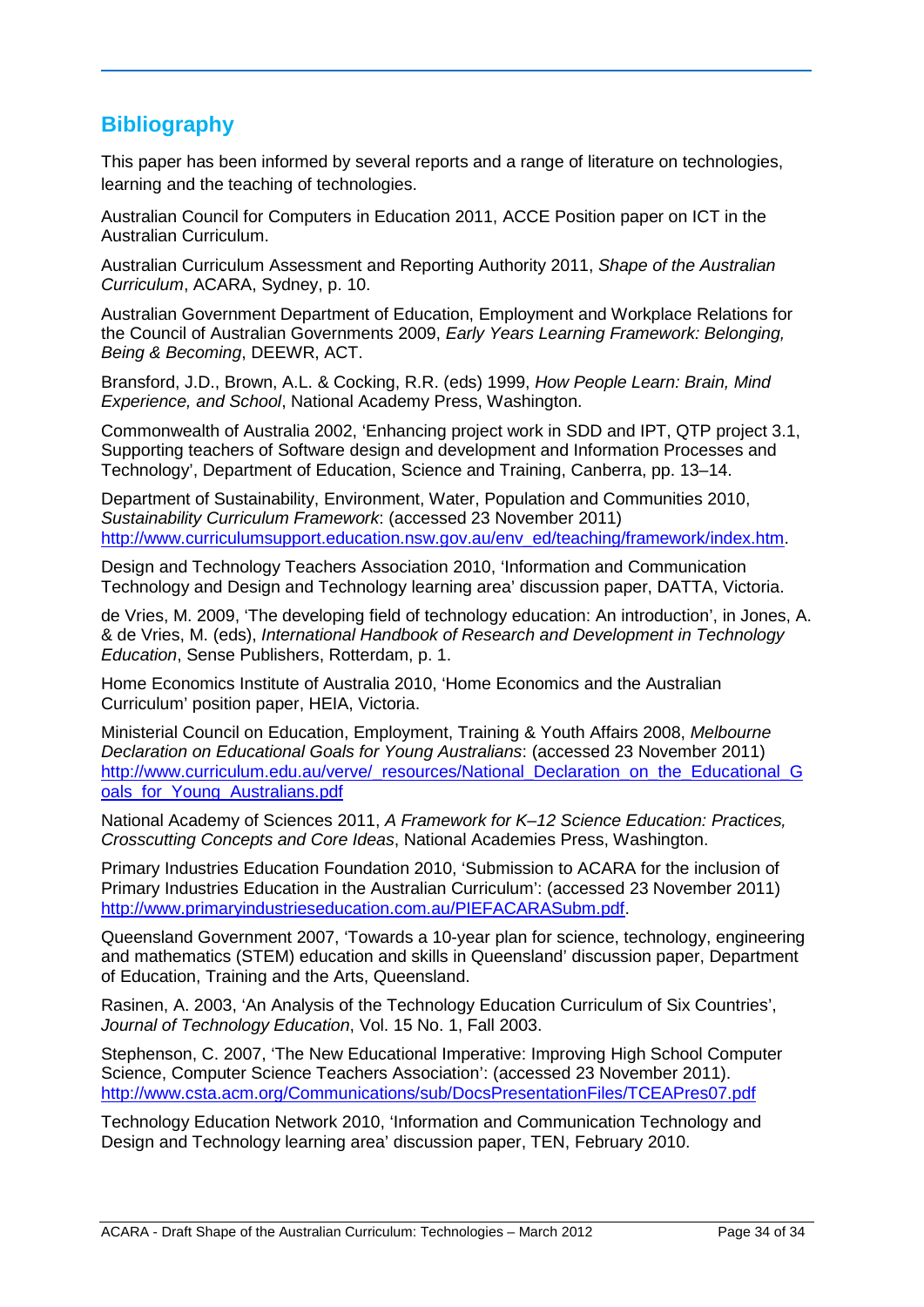## Bibliography

This paper has been informed by several reports and a range of literature on technologies, learning and the teaching of technologies.

Australian Council for Computers in Education 2011, ACCE Position paper on ICT in the Australian Curriculum.

Australian Curriculum Assessment and Reporting Authority 2011, *Shape of the Australian Curriculum*, ACARA, Sydney, p. 10.

Australian Government Department of Education, Employment and Workplace Relations for the Council of Australian Governments 2009, *Early Years Learning Framework: Belonging, Being & Becoming*, DEEWR, ACT.

Bransford, J.D., Brown, A.L. & Cocking, R.R. (eds) 1999, *How People Learn: Brain, Mind Experience, and School*, National Academy Press, Washington.

Commonwealth of Australia 2002, 'Enhancing project work in SDD and IPT, QTP project 3.1, Supporting teachers of Software design and development and Information Processes and Technology', Department of Education, Science and Training, Canberra, pp. 13–14.

Department of Sustainability, Environment, Water, Population and Communities 2010, *Sustainability Curriculum Framework*: (accessed 23 November 2011) http://www.curriculumsupport.education.nsw.gov.au/env_ed/teaching/framework/index.htm.

Design and Technology Teachers Association 2010, 'Information and Communication Technology and Design and Technology learning area' discussion paper, DATTA, Victoria.

de Vries, M. 2009, 'The developing field of technology education: An introduction', in Jones, A. & de Vries, M. (eds), *International Handbook of Research and Development in Technology Education*, Sense Publishers, Rotterdam, p. 1.

Home Economics Institute of Australia 2010, 'Home Economics and the Australian Curriculum' position paper, HEIA, Victoria.

Ministerial Council on Education, Employment, Training & Youth Affairs 2008, *Melbourne Declaration on Educational Goals for Young Australians*: (accessed 23 November 2011) http://www.curriculum.edu.au/verve/_resources/National_Declaration_on_the_Educational_Goals_for_Young_Australians.pdf

National Academy of Sciences 2011, *A Framework for K–12 Science Education: Practices, Crosscutting Concepts and Core Ideas*, National Academies Press, Washington.

Primary Industries Education Foundation 2010, 'Submission to ACARA for the inclusion of Primary Industries Education in the Australian Curriculum': (accessed 23 November 2011) http://www.primaryindustrieseducation.com.au/PIEFACARASubm.pdf.

Queensland Government 2007, 'Towards a 10-year plan for science, technology, engineering and mathematics (STEM) education and skills in Queensland' discussion paper, Department of Education, Training and the Arts, Queensland.

Rasinen, A. 2003, 'An Analysis of the Technology Education Curriculum of Six Countries', *Journal of Technology Education*, Vol. 15 No. 1, Fall 2003.

Stephenson, C. 2007, 'The New Educational Imperative: Improving High School Computer Science, Computer Science Teachers Association': (accessed 23 November 2011). http://www.csta.acm.org/Communications/sub/DocsPresentationFiles/TCEAPres07.pdf

Technology Education Network 2010, 'Information and Communication Technology and Design and Technology learning area' discussion paper, TEN, February 2010.